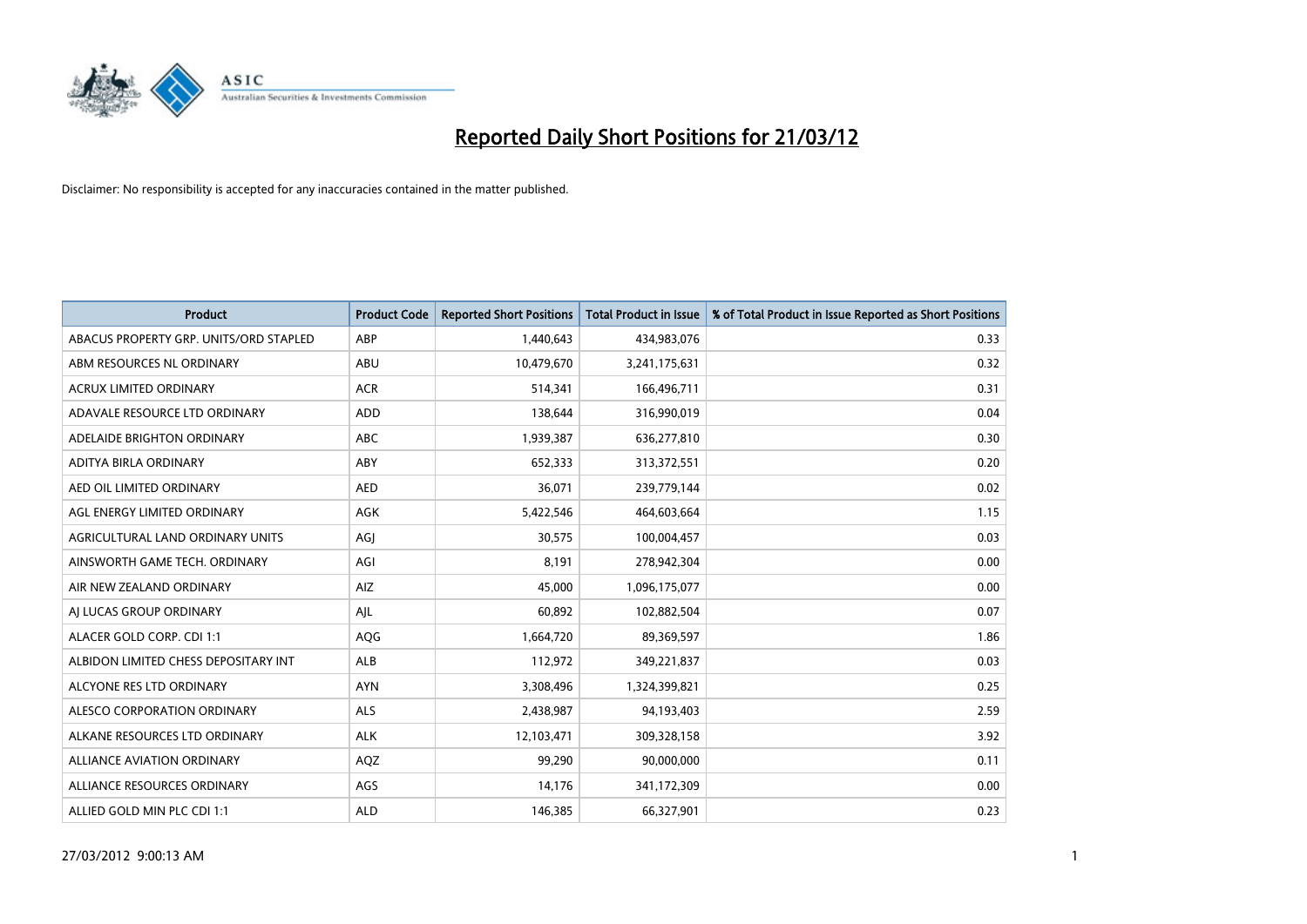# Reported Daily Short Positions for 21/03/12

Disclaimer: No responsibility is accepted for any inaccuracies contained in the matter published.

| Product | Product Code | Reported Short Positions | Total Product in Issue | % of Total Product in Issue Reported as Short Positions |
| --- | --- | --- | --- | --- |
| ABACUS PROPERTY GRP. UNITS/ORD STAPLED | ABP | 1,440,643 | 434,983,076 | 0.33 |
| ABM RESOURCES NL ORDINARY | ABU | 10,479,670 | 3,241,175,631 | 0.32 |
| ACRUX LIMITED ORDINARY | ACR | 514,341 | 166,496,711 | 0.31 |
| ADAVALE RESOURCE LTD ORDINARY | ADD | 138,644 | 316,990,019 | 0.04 |
| ADELAIDE BRIGHTON ORDINARY | ABC | 1,939,387 | 636,277,810 | 0.30 |
| ADITYA BIRLA ORDINARY | ABY | 652,333 | 313,372,551 | 0.20 |
| AED OIL LIMITED ORDINARY | AED | 36,071 | 239,779,144 | 0.02 |
| AGL ENERGY LIMITED ORDINARY | AGK | 5,422,546 | 464,603,664 | 1.15 |
| AGRICULTURAL LAND ORDINARY UNITS | AGJ | 30,575 | 100,004,457 | 0.03 |
| AINSWORTH GAME TECH. ORDINARY | AGI | 8,191 | 278,942,304 | 0.00 |
| AIR NEW ZEALAND ORDINARY | AIZ | 45,000 | 1,096,175,077 | 0.00 |
| AJ LUCAS GROUP ORDINARY | AJL | 60,892 | 102,882,504 | 0.07 |
| ALACER GOLD CORP. CDI 1:1 | AQG | 1,664,720 | 89,369,597 | 1.86 |
| ALBIDON LIMITED CHESS DEPOSITARY INT | ALB | 112,972 | 349,221,837 | 0.03 |
| ALCYONE RES LTD ORDINARY | AYN | 3,308,496 | 1,324,399,821 | 0.25 |
| ALESCO CORPORATION ORDINARY | ALS | 2,438,987 | 94,193,403 | 2.59 |
| ALKANE RESOURCES LTD ORDINARY | ALK | 12,103,471 | 309,328,158 | 3.92 |
| ALLIANCE AVIATION ORDINARY | AQZ | 99,290 | 90,000,000 | 0.11 |
| ALLIANCE RESOURCES ORDINARY | AGS | 14,176 | 341,172,309 | 0.00 |
| ALLIED GOLD MIN PLC CDI 1:1 | ALD | 146,385 | 66,327,901 | 0.23 |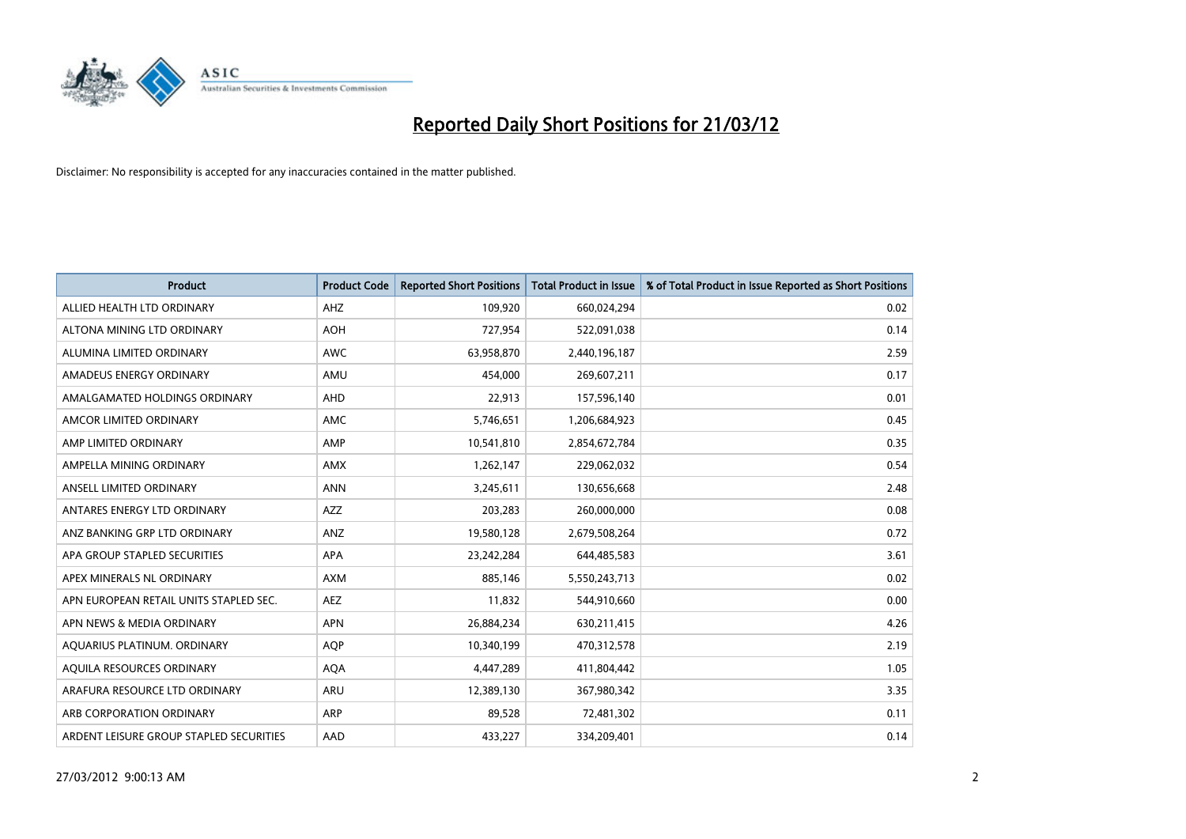# Reported Daily Short Positions for 21/03/12

Disclaimer: No responsibility is accepted for any inaccuracies contained in the matter published.

| Product | Product Code | Reported Short Positions | Total Product in Issue | % of Total Product in Issue Reported as Short Positions |
|---|---|---|---|---|
| ALLIED HEALTH LTD ORDINARY | AHZ | 109,920 | 660,024,294 | 0.02 |
| ALTONA MINING LTD ORDINARY | AOH | 727,954 | 522,091,038 | 0.14 |
| ALUMINA LIMITED ORDINARY | AWC | 63,958,870 | 2,440,196,187 | 2.59 |
| AMADEUS ENERGY ORDINARY | AMU | 454,000 | 269,607,211 | 0.17 |
| AMALGAMATED HOLDINGS ORDINARY | AHD | 22,913 | 157,596,140 | 0.01 |
| AMCOR LIMITED ORDINARY | AMC | 5,746,651 | 1,206,684,923 | 0.45 |
| AMP LIMITED ORDINARY | AMP | 10,541,810 | 2,854,672,784 | 0.35 |
| AMPELLA MINING ORDINARY | AMX | 1,262,147 | 229,062,032 | 0.54 |
| ANSELL LIMITED ORDINARY | ANN | 3,245,611 | 130,656,668 | 2.48 |
| ANTARES ENERGY LTD ORDINARY | AZZ | 203,283 | 260,000,000 | 0.08 |
| ANZ BANKING GRP LTD ORDINARY | ANZ | 19,580,128 | 2,679,508,264 | 0.72 |
| APA GROUP STAPLED SECURITIES | APA | 23,242,284 | 644,485,583 | 3.61 |
| APEX MINERALS NL ORDINARY | AXM | 885,146 | 5,550,243,713 | 0.02 |
| APN EUROPEAN RETAIL UNITS STAPLED SEC. | AEZ | 11,832 | 544,910,660 | 0.00 |
| APN NEWS & MEDIA ORDINARY | APN | 26,884,234 | 630,211,415 | 4.26 |
| AQUARIUS PLATINUM. ORDINARY | AQP | 10,340,199 | 470,312,578 | 2.19 |
| AQUILA RESOURCES ORDINARY | AQA | 4,447,289 | 411,804,442 | 1.05 |
| ARAFURA RESOURCE LTD ORDINARY | ARU | 12,389,130 | 367,980,342 | 3.35 |
| ARB CORPORATION ORDINARY | ARP | 89,528 | 72,481,302 | 0.11 |
| ARDENT LEISURE GROUP STAPLED SECURITIES | AAD | 433,227 | 334,209,401 | 0.14 |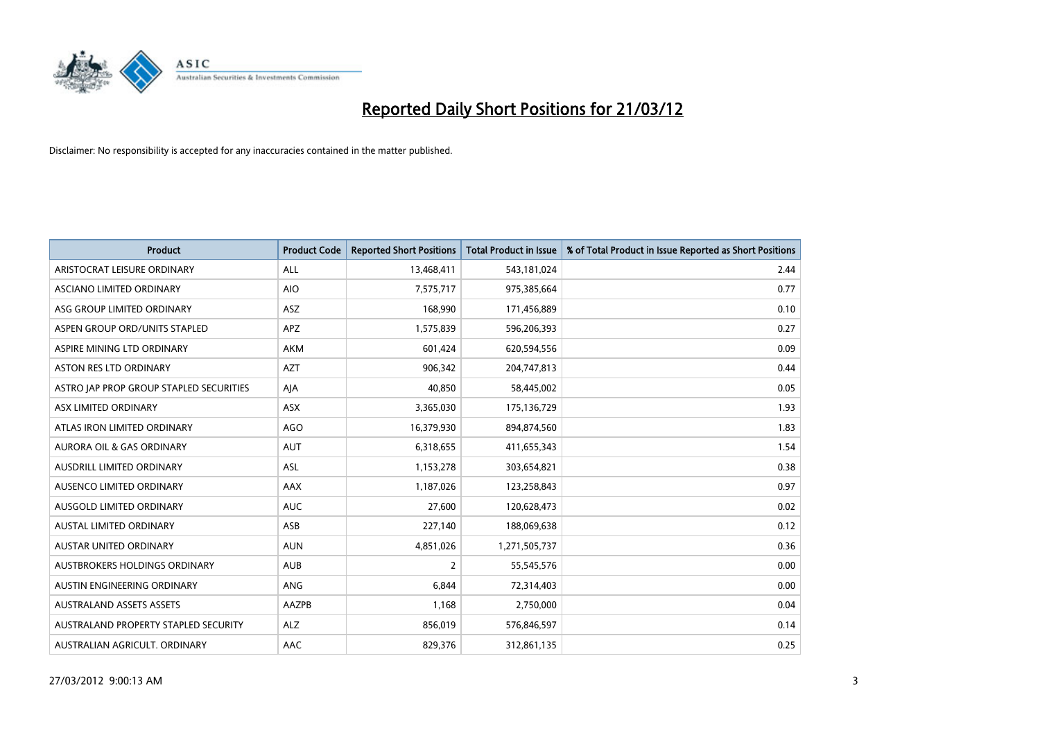# Reported Daily Short Positions for 21/03/12

Disclaimer: No responsibility is accepted for any inaccuracies contained in the matter published.

| Product | Product Code | Reported Short Positions | Total Product in Issue | % of Total Product in Issue Reported as Short Positions |
|---|---|---|---|---|
| ARISTOCRAT LEISURE ORDINARY | ALL | 13,468,411 | 543,181,024 | 2.44 |
| ASCIANO LIMITED ORDINARY | AIO | 7,575,717 | 975,385,664 | 0.77 |
| ASG GROUP LIMITED ORDINARY | ASZ | 168,990 | 171,456,889 | 0.10 |
| ASPEN GROUP ORD/UNITS STAPLED | APZ | 1,575,839 | 596,206,393 | 0.27 |
| ASPIRE MINING LTD ORDINARY | AKM | 601,424 | 620,594,556 | 0.09 |
| ASTON RES LTD ORDINARY | AZT | 906,342 | 204,747,813 | 0.44 |
| ASTRO JAP PROP GROUP STAPLED SECURITIES | AJA | 40,850 | 58,445,002 | 0.05 |
| ASX LIMITED ORDINARY | ASX | 3,365,030 | 175,136,729 | 1.93 |
| ATLAS IRON LIMITED ORDINARY | AGO | 16,379,930 | 894,874,560 | 1.83 |
| AURORA OIL & GAS ORDINARY | AUT | 6,318,655 | 411,655,343 | 1.54 |
| AUSDRILL LIMITED ORDINARY | ASL | 1,153,278 | 303,654,821 | 0.38 |
| AUSENCO LIMITED ORDINARY | AAX | 1,187,026 | 123,258,843 | 0.97 |
| AUSGOLD LIMITED ORDINARY | AUC | 27,600 | 120,628,473 | 0.02 |
| AUSTAL LIMITED ORDINARY | ASB | 227,140 | 188,069,638 | 0.12 |
| AUSTAR UNITED ORDINARY | AUN | 4,851,026 | 1,271,505,737 | 0.36 |
| AUSTBROKERS HOLDINGS ORDINARY | AUB | 2 | 55,545,576 | 0.00 |
| AUSTIN ENGINEERING ORDINARY | ANG | 6,844 | 72,314,403 | 0.00 |
| AUSTRALAND ASSETS ASSETS | AAZPB | 1,168 | 2,750,000 | 0.04 |
| AUSTRALAND PROPERTY STAPLED SECURITY | ALZ | 856,019 | 576,846,597 | 0.14 |
| AUSTRALIAN AGRICULT. ORDINARY | AAC | 829,376 | 312,861,135 | 0.25 |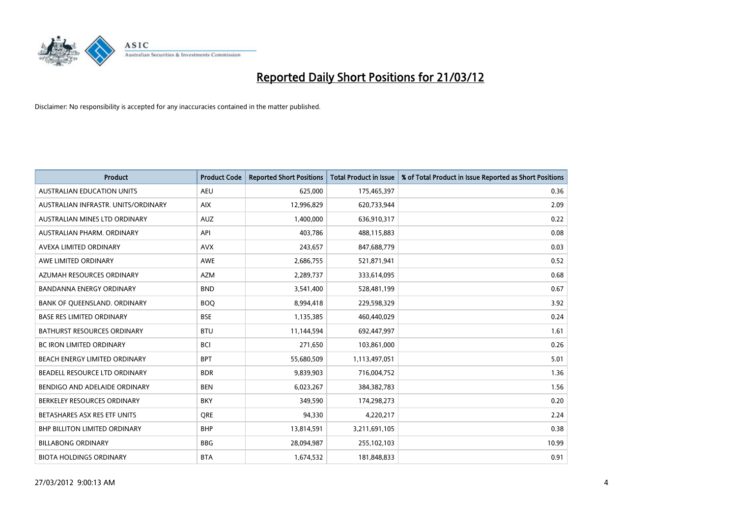# Reported Daily Short Positions for 21/03/12

Disclaimer: No responsibility is accepted for any inaccuracies contained in the matter published.

| Product | Product Code | Reported Short Positions | Total Product in Issue | % of Total Product in Issue Reported as Short Positions |
|---|---|---|---|---|
| AUSTRALIAN EDUCATION UNITS | AEU | 625,000 | 175,465,397 | 0.36 |
| AUSTRALIAN INFRASTR. UNITS/ORDINARY | AIX | 12,996,829 | 620,733,944 | 2.09 |
| AUSTRALIAN MINES LTD ORDINARY | AUZ | 1,400,000 | 636,910,317 | 0.22 |
| AUSTRALIAN PHARM. ORDINARY | API | 403,786 | 488,115,883 | 0.08 |
| AVEXA LIMITED ORDINARY | AVX | 243,657 | 847,688,779 | 0.03 |
| AWE LIMITED ORDINARY | AWE | 2,686,755 | 521,871,941 | 0.52 |
| AZUMAH RESOURCES ORDINARY | AZM | 2,289,737 | 333,614,095 | 0.68 |
| BANDANNA ENERGY ORDINARY | BND | 3,541,400 | 528,481,199 | 0.67 |
| BANK OF QUEENSLAND. ORDINARY | BOQ | 8,994,418 | 229,598,329 | 3.92 |
| BASE RES LIMITED ORDINARY | BSE | 1,135,385 | 460,440,029 | 0.24 |
| BATHURST RESOURCES ORDINARY | BTU | 11,144,594 | 692,447,997 | 1.61 |
| BC IRON LIMITED ORDINARY | BCI | 271,650 | 103,861,000 | 0.26 |
| BEACH ENERGY LIMITED ORDINARY | BPT | 55,680,509 | 1,113,497,051 | 5.01 |
| BEADELL RESOURCE LTD ORDINARY | BDR | 9,839,903 | 716,004,752 | 1.36 |
| BENDIGO AND ADELAIDE ORDINARY | BEN | 6,023,267 | 384,382,783 | 1.56 |
| BERKELEY RESOURCES ORDINARY | BKY | 349,590 | 174,298,273 | 0.20 |
| BETASHARES ASX RES ETF UNITS | QRE | 94,330 | 4,220,217 | 2.24 |
| BHP BILLITON LIMITED ORDINARY | BHP | 13,814,591 | 3,211,691,105 | 0.38 |
| BILLABONG ORDINARY | BBG | 28,094,987 | 255,102,103 | 10.99 |
| BIOTA HOLDINGS ORDINARY | BTA | 1,674,532 | 181,848,833 | 0.91 |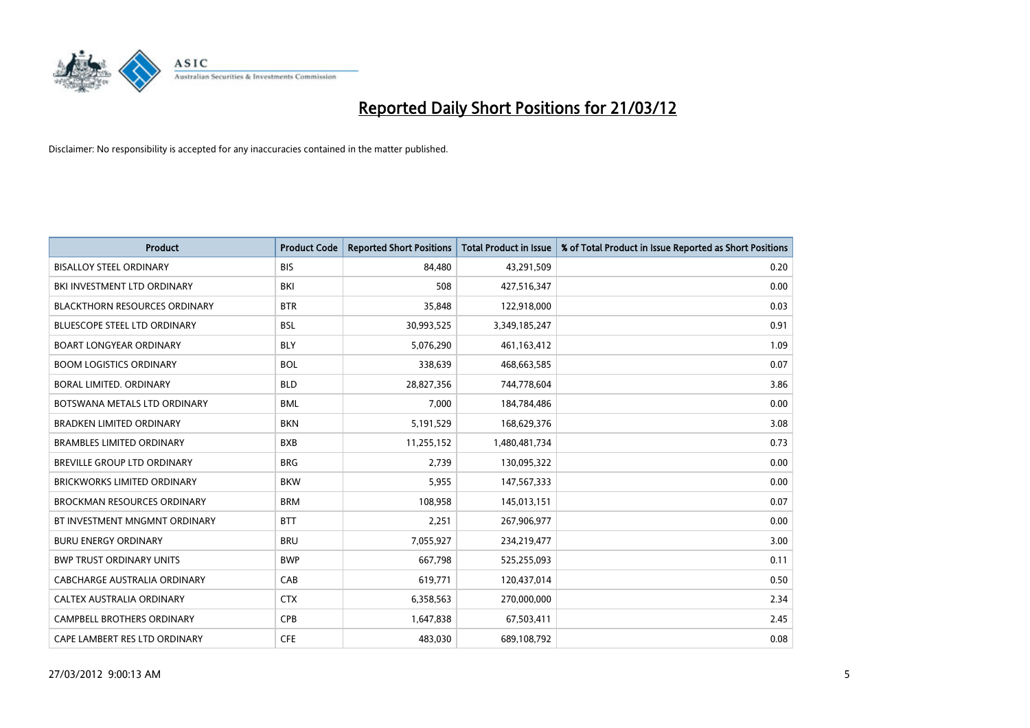# Reported Daily Short Positions for 21/03/12

Disclaimer: No responsibility is accepted for any inaccuracies contained in the matter published.

| Product | Product Code | Reported Short Positions | Total Product in Issue | % of Total Product in Issue Reported as Short Positions |
|---|---|---|---|---|
| BISALLOY STEEL ORDINARY | BIS | 84,480 | 43,291,509 | 0.20 |
| BKI INVESTMENT LTD ORDINARY | BKI | 508 | 427,516,347 | 0.00 |
| BLACKTHORN RESOURCES ORDINARY | BTR | 35,848 | 122,918,000 | 0.03 |
| BLUESCOPE STEEL LTD ORDINARY | BSL | 30,993,525 | 3,349,185,247 | 0.91 |
| BOART LONGYEAR ORDINARY | BLY | 5,076,290 | 461,163,412 | 1.09 |
| BOOM LOGISTICS ORDINARY | BOL | 338,639 | 468,663,585 | 0.07 |
| BORAL LIMITED. ORDINARY | BLD | 28,827,356 | 744,778,604 | 3.86 |
| BOTSWANA METALS LTD ORDINARY | BML | 7,000 | 184,784,486 | 0.00 |
| BRADKEN LIMITED ORDINARY | BKN | 5,191,529 | 168,629,376 | 3.08 |
| BRAMBLES LIMITED ORDINARY | BXB | 11,255,152 | 1,480,481,734 | 0.73 |
| BREVILLE GROUP LTD ORDINARY | BRG | 2,739 | 130,095,322 | 0.00 |
| BRICKWORKS LIMITED ORDINARY | BKW | 5,955 | 147,567,333 | 0.00 |
| BROCKMAN RESOURCES ORDINARY | BRM | 108,958 | 145,013,151 | 0.07 |
| BT INVESTMENT MNGMNT ORDINARY | BTT | 2,251 | 267,906,977 | 0.00 |
| BURU ENERGY ORDINARY | BRU | 7,055,927 | 234,219,477 | 3.00 |
| BWP TRUST ORDINARY UNITS | BWP | 667,798 | 525,255,093 | 0.11 |
| CABCHARGE AUSTRALIA ORDINARY | CAB | 619,771 | 120,437,014 | 0.50 |
| CALTEX AUSTRALIA ORDINARY | CTX | 6,358,563 | 270,000,000 | 2.34 |
| CAMPBELL BROTHERS ORDINARY | CPB | 1,647,838 | 67,503,411 | 2.45 |
| CAPE LAMBERT RES LTD ORDINARY | CFE | 483,030 | 689,108,792 | 0.08 |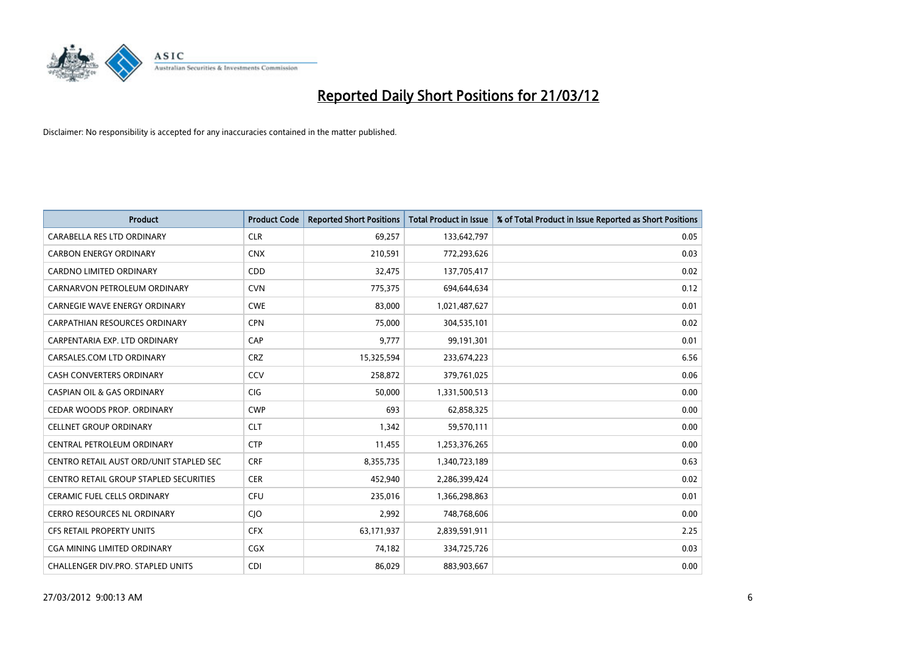# Reported Daily Short Positions for 21/03/12

Disclaimer: No responsibility is accepted for any inaccuracies contained in the matter published.

| Product | Product Code | Reported Short Positions | Total Product in Issue | % of Total Product in Issue Reported as Short Positions |
|---|---|---|---|---|
| CARABELLA RES LTD ORDINARY | CLR | 69,257 | 133,642,797 | 0.05 |
| CARBON ENERGY ORDINARY | CNX | 210,591 | 772,293,626 | 0.03 |
| CARDNO LIMITED ORDINARY | CDD | 32,475 | 137,705,417 | 0.02 |
| CARNARVON PETROLEUM ORDINARY | CVN | 775,375 | 694,644,634 | 0.12 |
| CARNEGIE WAVE ENERGY ORDINARY | CWE | 83,000 | 1,021,487,627 | 0.01 |
| CARPATHIAN RESOURCES ORDINARY | CPN | 75,000 | 304,535,101 | 0.02 |
| CARPENTARIA EXP. LTD ORDINARY | CAP | 9,777 | 99,191,301 | 0.01 |
| CARSALES.COM LTD ORDINARY | CRZ | 15,325,594 | 233,674,223 | 6.56 |
| CASH CONVERTERS ORDINARY | CCV | 258,872 | 379,761,025 | 0.06 |
| CASPIAN OIL & GAS ORDINARY | CIG | 50,000 | 1,331,500,513 | 0.00 |
| CEDAR WOODS PROP. ORDINARY | CWP | 693 | 62,858,325 | 0.00 |
| CELLNET GROUP ORDINARY | CLT | 1,342 | 59,570,111 | 0.00 |
| CENTRAL PETROLEUM ORDINARY | CTP | 11,455 | 1,253,376,265 | 0.00 |
| CENTRO RETAIL AUST ORD/UNIT STAPLED SEC | CRF | 8,355,735 | 1,340,723,189 | 0.63 |
| CENTRO RETAIL GROUP STAPLED SECURITIES | CER | 452,940 | 2,286,399,424 | 0.02 |
| CERAMIC FUEL CELLS ORDINARY | CFU | 235,016 | 1,366,298,863 | 0.01 |
| CERRO RESOURCES NL ORDINARY | CJO | 2,992 | 748,768,606 | 0.00 |
| CFS RETAIL PROPERTY UNITS | CFX | 63,171,937 | 2,839,591,911 | 2.25 |
| CGA MINING LIMITED ORDINARY | CGX | 74,182 | 334,725,726 | 0.03 |
| CHALLENGER DIV.PRO. STAPLED UNITS | CDI | 86,029 | 883,903,667 | 0.00 |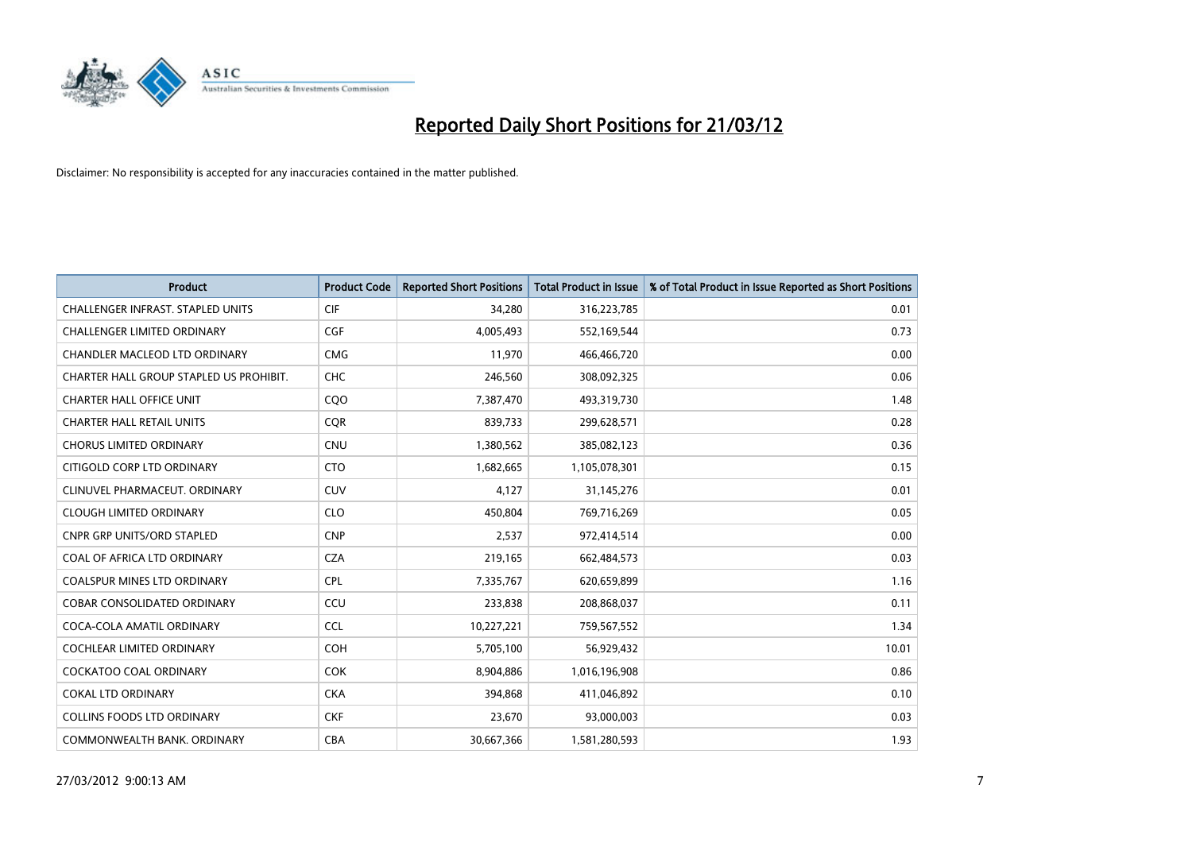# Reported Daily Short Positions for 21/03/12

Disclaimer: No responsibility is accepted for any inaccuracies contained in the matter published.

| Product | Product Code | Reported Short Positions | Total Product in Issue | % of Total Product in Issue Reported as Short Positions |
| --- | --- | --- | --- | --- |
| CHALLENGER INFRAST. STAPLED UNITS | CIF | 34,280 | 316,223,785 | 0.01 |
| CHALLENGER LIMITED ORDINARY | CGF | 4,005,493 | 552,169,544 | 0.73 |
| CHANDLER MACLEOD LTD ORDINARY | CMG | 11,970 | 466,466,720 | 0.00 |
| CHARTER HALL GROUP STAPLED US PROHIBIT. | CHC | 246,560 | 308,092,325 | 0.06 |
| CHARTER HALL OFFICE UNIT | CQO | 7,387,470 | 493,319,730 | 1.48 |
| CHARTER HALL RETAIL UNITS | CQR | 839,733 | 299,628,571 | 0.28 |
| CHORUS LIMITED ORDINARY | CNU | 1,380,562 | 385,082,123 | 0.36 |
| CITIGOLD CORP LTD ORDINARY | CTO | 1,682,665 | 1,105,078,301 | 0.15 |
| CLINUVEL PHARMACEUT. ORDINARY | CUV | 4,127 | 31,145,276 | 0.01 |
| CLOUGH LIMITED ORDINARY | CLO | 450,804 | 769,716,269 | 0.05 |
| CNPR GRP UNITS/ORD STAPLED | CNP | 2,537 | 972,414,514 | 0.00 |
| COAL OF AFRICA LTD ORDINARY | CZA | 219,165 | 662,484,573 | 0.03 |
| COALSPUR MINES LTD ORDINARY | CPL | 7,335,767 | 620,659,899 | 1.16 |
| COBAR CONSOLIDATED ORDINARY | CCU | 233,838 | 208,868,037 | 0.11 |
| COCA-COLA AMATIL ORDINARY | CCL | 10,227,221 | 759,567,552 | 1.34 |
| COCHLEAR LIMITED ORDINARY | COH | 5,705,100 | 56,929,432 | 10.01 |
| COCKATOO COAL ORDINARY | COK | 8,904,886 | 1,016,196,908 | 0.86 |
| COKAL LTD ORDINARY | CKA | 394,868 | 411,046,892 | 0.10 |
| COLLINS FOODS LTD ORDINARY | CKF | 23,670 | 93,000,003 | 0.03 |
| COMMONWEALTH BANK. ORDINARY | CBA | 30,667,366 | 1,581,280,593 | 1.93 |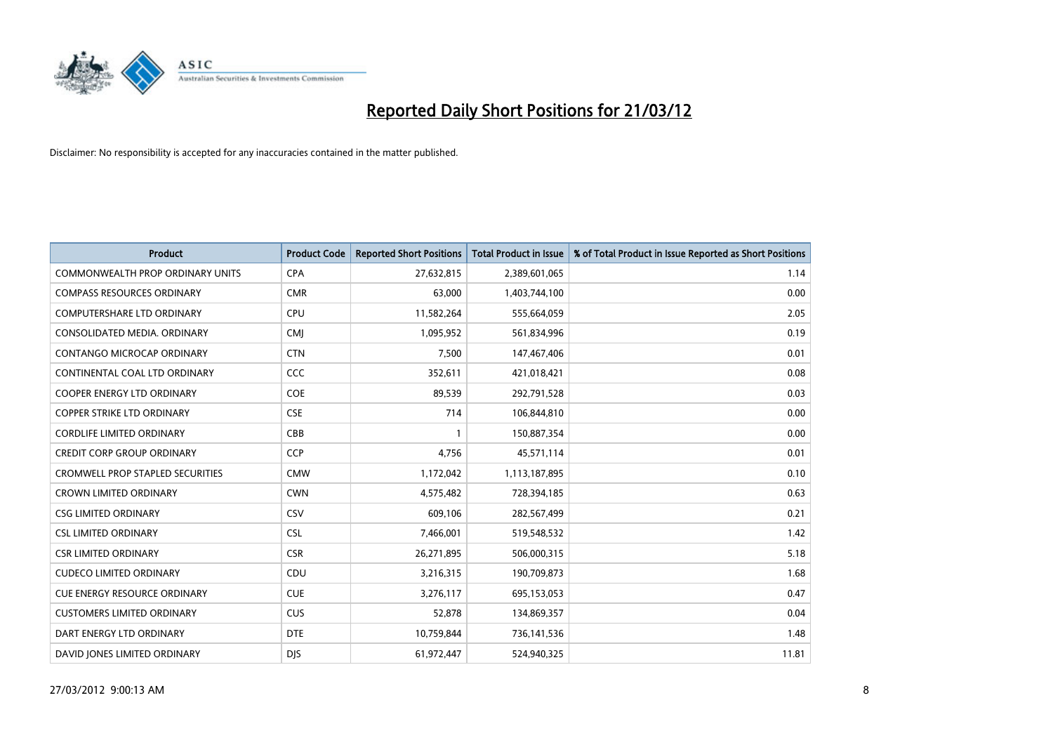# Reported Daily Short Positions for 21/03/12

Disclaimer: No responsibility is accepted for any inaccuracies contained in the matter published.

| Product | Product Code | Reported Short Positions | Total Product in Issue | % of Total Product in Issue Reported as Short Positions |
|---|---|---|---|---|
| COMMONWEALTH PROP ORDINARY UNITS | CPA | 27,632,815 | 2,389,601,065 | 1.14 |
| COMPASS RESOURCES ORDINARY | CMR | 63,000 | 1,403,744,100 | 0.00 |
| COMPUTERSHARE LTD ORDINARY | CPU | 11,582,264 | 555,664,059 | 2.05 |
| CONSOLIDATED MEDIA. ORDINARY | CMJ | 1,095,952 | 561,834,996 | 0.19 |
| CONTANGO MICROCAP ORDINARY | CTN | 7,500 | 147,467,406 | 0.01 |
| CONTINENTAL COAL LTD ORDINARY | CCC | 352,611 | 421,018,421 | 0.08 |
| COOPER ENERGY LTD ORDINARY | COE | 89,539 | 292,791,528 | 0.03 |
| COPPER STRIKE LTD ORDINARY | CSE | 714 | 106,844,810 | 0.00 |
| CORDLIFE LIMITED ORDINARY | CBB | 1 | 150,887,354 | 0.00 |
| CREDIT CORP GROUP ORDINARY | CCP | 4,756 | 45,571,114 | 0.01 |
| CROMWELL PROP STAPLED SECURITIES | CMW | 1,172,042 | 1,113,187,895 | 0.10 |
| CROWN LIMITED ORDINARY | CWN | 4,575,482 | 728,394,185 | 0.63 |
| CSG LIMITED ORDINARY | CSV | 609,106 | 282,567,499 | 0.21 |
| CSL LIMITED ORDINARY | CSL | 7,466,001 | 519,548,532 | 1.42 |
| CSR LIMITED ORDINARY | CSR | 26,271,895 | 506,000,315 | 5.18 |
| CUDECO LIMITED ORDINARY | CDU | 3,216,315 | 190,709,873 | 1.68 |
| CUE ENERGY RESOURCE ORDINARY | CUE | 3,276,117 | 695,153,053 | 0.47 |
| CUSTOMERS LIMITED ORDINARY | CUS | 52,878 | 134,869,357 | 0.04 |
| DART ENERGY LTD ORDINARY | DTE | 10,759,844 | 736,141,536 | 1.48 |
| DAVID JONES LIMITED ORDINARY | DJS | 61,972,447 | 524,940,325 | 11.81 |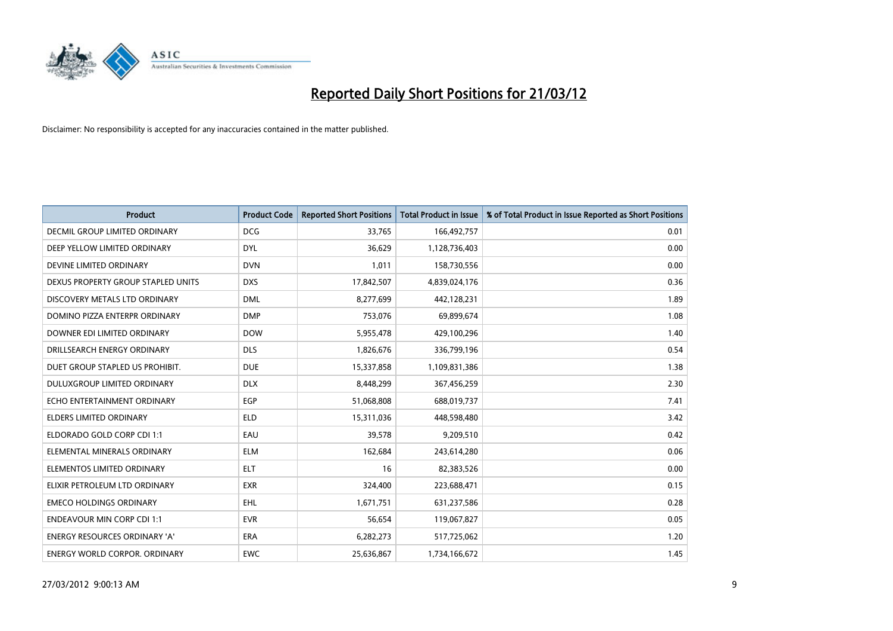# Reported Daily Short Positions for 21/03/12

Disclaimer: No responsibility is accepted for any inaccuracies contained in the matter published.

| Product | Product Code | Reported Short Positions | Total Product in Issue | % of Total Product in Issue Reported as Short Positions |
|---|---|---|---|---|
| DECMIL GROUP LIMITED ORDINARY | DCG | 33,765 | 166,492,757 | 0.01 |
| DEEP YELLOW LIMITED ORDINARY | DYL | 36,629 | 1,128,736,403 | 0.00 |
| DEVINE LIMITED ORDINARY | DVN | 1,011 | 158,730,556 | 0.00 |
| DEXUS PROPERTY GROUP STAPLED UNITS | DXS | 17,842,507 | 4,839,024,176 | 0.36 |
| DISCOVERY METALS LTD ORDINARY | DML | 8,277,699 | 442,128,231 | 1.89 |
| DOMINO PIZZA ENTERPR ORDINARY | DMP | 753,076 | 69,899,674 | 1.08 |
| DOWNER EDI LIMITED ORDINARY | DOW | 5,955,478 | 429,100,296 | 1.40 |
| DRILLSEARCH ENERGY ORDINARY | DLS | 1,826,676 | 336,799,196 | 0.54 |
| DUET GROUP STAPLED US PROHIBIT. | DUE | 15,337,858 | 1,109,831,386 | 1.38 |
| DULUXGROUP LIMITED ORDINARY | DLX | 8,448,299 | 367,456,259 | 2.30 |
| ECHO ENTERTAINMENT ORDINARY | EGP | 51,068,808 | 688,019,737 | 7.41 |
| ELDERS LIMITED ORDINARY | ELD | 15,311,036 | 448,598,480 | 3.42 |
| ELDORADO GOLD CORP CDI 1:1 | EAU | 39,578 | 9,209,510 | 0.42 |
| ELEMENTAL MINERALS ORDINARY | ELM | 162,684 | 243,614,280 | 0.06 |
| ELEMENTOS LIMITED ORDINARY | ELT | 16 | 82,383,526 | 0.00 |
| ELIXIR PETROLEUM LTD ORDINARY | EXR | 324,400 | 223,688,471 | 0.15 |
| EMECO HOLDINGS ORDINARY | EHL | 1,671,751 | 631,237,586 | 0.28 |
| ENDEAVOUR MIN CORP CDI 1:1 | EVR | 56,654 | 119,067,827 | 0.05 |
| ENERGY RESOURCES ORDINARY 'A' | ERA | 6,282,273 | 517,725,062 | 1.20 |
| ENERGY WORLD CORPOR. ORDINARY | EWC | 25,636,867 | 1,734,166,672 | 1.45 |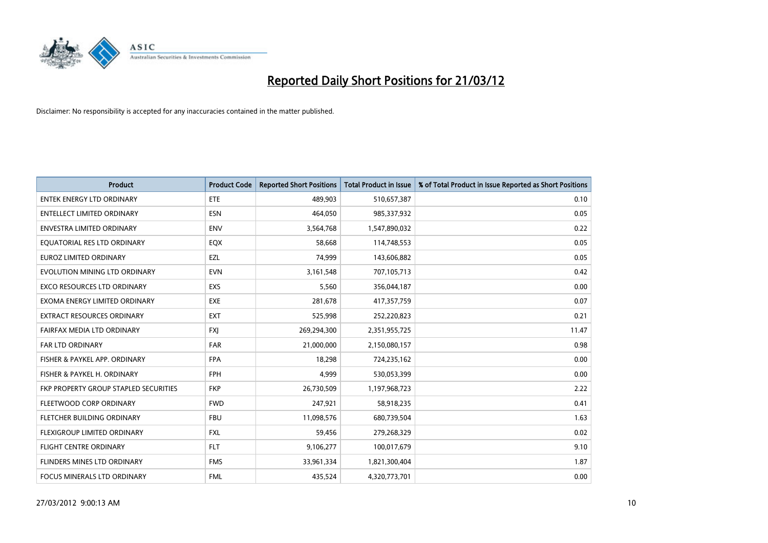# Reported Daily Short Positions for 21/03/12

Disclaimer: No responsibility is accepted for any inaccuracies contained in the matter published.

| Product | Product Code | Reported Short Positions | Total Product in Issue | % of Total Product in Issue Reported as Short Positions |
| --- | --- | --- | --- | --- |
| ENTEK ENERGY LTD ORDINARY | ETE | 489,903 | 510,657,387 | 0.10 |
| ENTELLECT LIMITED ORDINARY | ESN | 464,050 | 985,337,932 | 0.05 |
| ENVESTRA LIMITED ORDINARY | ENV | 3,564,768 | 1,547,890,032 | 0.22 |
| EQUATORIAL RES LTD ORDINARY | EQX | 58,668 | 114,748,553 | 0.05 |
| EUROZ LIMITED ORDINARY | EZL | 74,999 | 143,606,882 | 0.05 |
| EVOLUTION MINING LTD ORDINARY | EVN | 3,161,548 | 707,105,713 | 0.42 |
| EXCO RESOURCES LTD ORDINARY | EXS | 5,560 | 356,044,187 | 0.00 |
| EXOMA ENERGY LIMITED ORDINARY | EXE | 281,678 | 417,357,759 | 0.07 |
| EXTRACT RESOURCES ORDINARY | EXT | 525,998 | 252,220,823 | 0.21 |
| FAIRFAX MEDIA LTD ORDINARY | FXJ | 269,294,300 | 2,351,955,725 | 11.47 |
| FAR LTD ORDINARY | FAR | 21,000,000 | 2,150,080,157 | 0.98 |
| FISHER & PAYKEL APP. ORDINARY | FPA | 18,298 | 724,235,162 | 0.00 |
| FISHER & PAYKEL H. ORDINARY | FPH | 4,999 | 530,053,399 | 0.00 |
| FKP PROPERTY GROUP STAPLED SECURITIES | FKP | 26,730,509 | 1,197,968,723 | 2.22 |
| FLEETWOOD CORP ORDINARY | FWD | 247,921 | 58,918,235 | 0.41 |
| FLETCHER BUILDING ORDINARY | FBU | 11,098,576 | 680,739,504 | 1.63 |
| FLEXIGROUP LIMITED ORDINARY | FXL | 59,456 | 279,268,329 | 0.02 |
| FLIGHT CENTRE ORDINARY | FLT | 9,106,277 | 100,017,679 | 9.10 |
| FLINDERS MINES LTD ORDINARY | FMS | 33,961,334 | 1,821,300,404 | 1.87 |
| FOCUS MINERALS LTD ORDINARY | FML | 435,524 | 4,320,773,701 | 0.00 |

27/03/2012 9:00:13 AM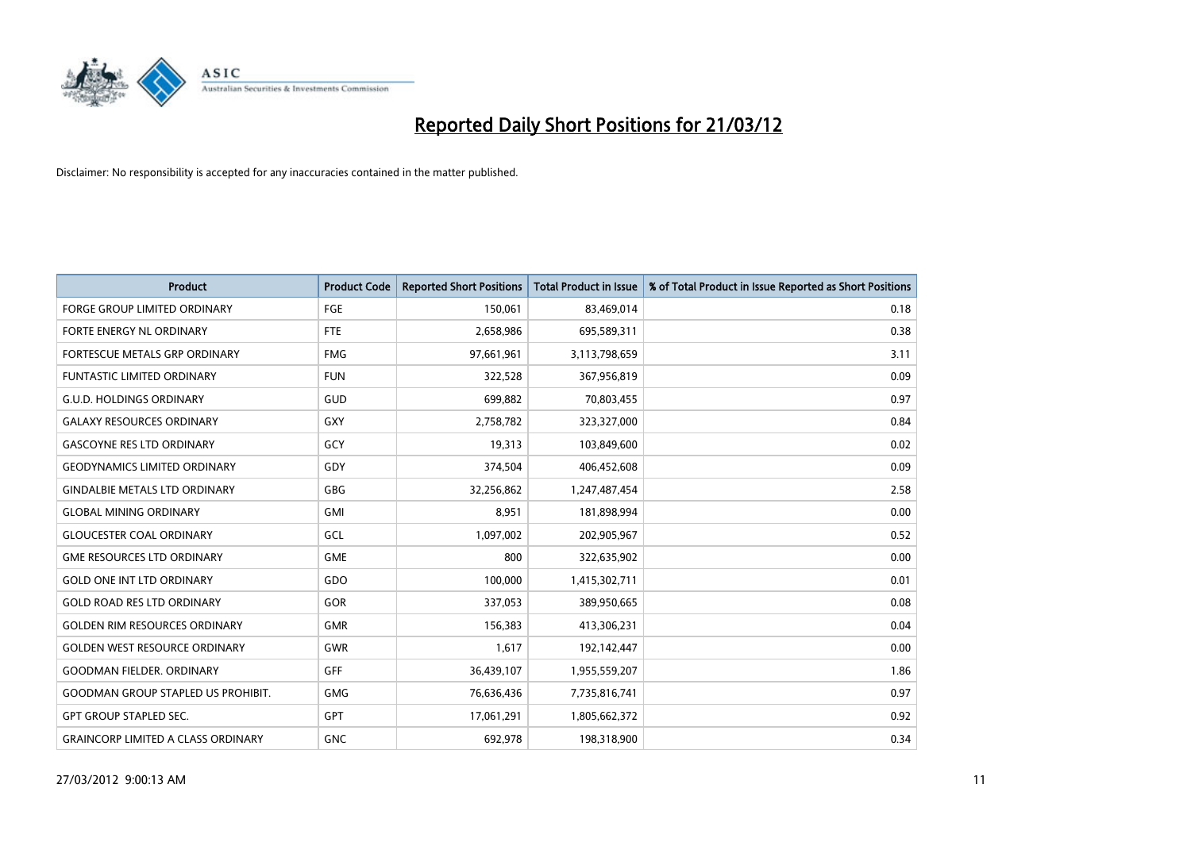# Reported Daily Short Positions for 21/03/12

Disclaimer: No responsibility is accepted for any inaccuracies contained in the matter published.

| Product | Product Code | Reported Short Positions | Total Product in Issue | % of Total Product in Issue Reported as Short Positions |
|---|---|---|---|---|
| FORGE GROUP LIMITED ORDINARY | FGE | 150,061 | 83,469,014 | 0.18 |
| FORTE ENERGY NL ORDINARY | FTE | 2,658,986 | 695,589,311 | 0.38 |
| FORTESCUE METALS GRP ORDINARY | FMG | 97,661,961 | 3,113,798,659 | 3.11 |
| FUNTASTIC LIMITED ORDINARY | FUN | 322,528 | 367,956,819 | 0.09 |
| G.U.D. HOLDINGS ORDINARY | GUD | 699,882 | 70,803,455 | 0.97 |
| GALAXY RESOURCES ORDINARY | GXY | 2,758,782 | 323,327,000 | 0.84 |
| GASCOYNE RES LTD ORDINARY | GCY | 19,313 | 103,849,600 | 0.02 |
| GEODYNAMICS LIMITED ORDINARY | GDY | 374,504 | 406,452,608 | 0.09 |
| GINDALBIE METALS LTD ORDINARY | GBG | 32,256,862 | 1,247,487,454 | 2.58 |
| GLOBAL MINING ORDINARY | GMI | 8,951 | 181,898,994 | 0.00 |
| GLOUCESTER COAL ORDINARY | GCL | 1,097,002 | 202,905,967 | 0.52 |
| GME RESOURCES LTD ORDINARY | GME | 800 | 322,635,902 | 0.00 |
| GOLD ONE INT LTD ORDINARY | GDO | 100,000 | 1,415,302,711 | 0.01 |
| GOLD ROAD RES LTD ORDINARY | GOR | 337,053 | 389,950,665 | 0.08 |
| GOLDEN RIM RESOURCES ORDINARY | GMR | 156,383 | 413,306,231 | 0.04 |
| GOLDEN WEST RESOURCE ORDINARY | GWR | 1,617 | 192,142,447 | 0.00 |
| GOODMAN FIELDER. ORDINARY | GFF | 36,439,107 | 1,955,559,207 | 1.86 |
| GOODMAN GROUP STAPLED US PROHIBIT. | GMG | 76,636,436 | 7,735,816,741 | 0.97 |
| GPT GROUP STAPLED SEC. | GPT | 17,061,291 | 1,805,662,372 | 0.92 |
| GRAINCORP LIMITED A CLASS ORDINARY | GNC | 692,978 | 198,318,900 | 0.34 |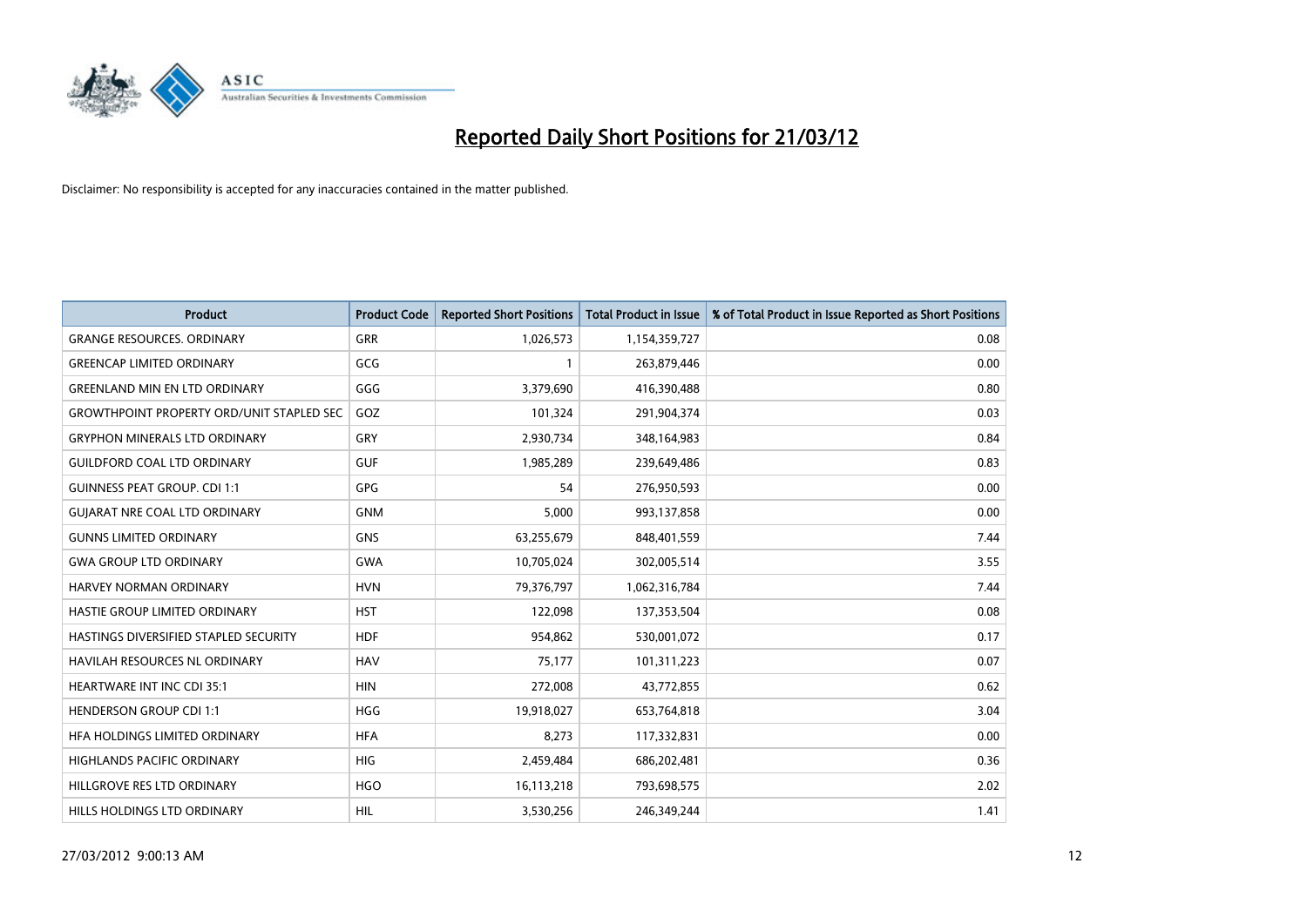# Reported Daily Short Positions for 21/03/12

Disclaimer: No responsibility is accepted for any inaccuracies contained in the matter published.

| Product | Product Code | Reported Short Positions | Total Product in Issue | % of Total Product in Issue Reported as Short Positions |
|---|---|---|---|---|
| GRANGE RESOURCES. ORDINARY | GRR | 1,026,573 | 1,154,359,727 | 0.08 |
| GREENCAP LIMITED ORDINARY | GCG | 1 | 263,879,446 | 0.00 |
| GREENLAND MIN EN LTD ORDINARY | GGG | 3,379,690 | 416,390,488 | 0.80 |
| GROWTHPOINT PROPERTY ORD/UNIT STAPLED SEC | GOZ | 101,324 | 291,904,374 | 0.03 |
| GRYPHON MINERALS LTD ORDINARY | GRY | 2,930,734 | 348,164,983 | 0.84 |
| GUILDFORD COAL LTD ORDINARY | GUF | 1,985,289 | 239,649,486 | 0.83 |
| GUINNESS PEAT GROUP. CDI 1:1 | GPG | 54 | 276,950,593 | 0.00 |
| GUJARAT NRE COAL LTD ORDINARY | GNM | 5,000 | 993,137,858 | 0.00 |
| GUNNS LIMITED ORDINARY | GNS | 63,255,679 | 848,401,559 | 7.44 |
| GWA GROUP LTD ORDINARY | GWA | 10,705,024 | 302,005,514 | 3.55 |
| HARVEY NORMAN ORDINARY | HVN | 79,376,797 | 1,062,316,784 | 7.44 |
| HASTIE GROUP LIMITED ORDINARY | HST | 122,098 | 137,353,504 | 0.08 |
| HASTINGS DIVERSIFIED STAPLED SECURITY | HDF | 954,862 | 530,001,072 | 0.17 |
| HAVILAH RESOURCES NL ORDINARY | HAV | 75,177 | 101,311,223 | 0.07 |
| HEARTWARE INT INC CDI 35:1 | HIN | 272,008 | 43,772,855 | 0.62 |
| HENDERSON GROUP CDI 1:1 | HGG | 19,918,027 | 653,764,818 | 3.04 |
| HFA HOLDINGS LIMITED ORDINARY | HFA | 8,273 | 117,332,831 | 0.00 |
| HIGHLANDS PACIFIC ORDINARY | HIG | 2,459,484 | 686,202,481 | 0.36 |
| HILLGROVE RES LTD ORDINARY | HGO | 16,113,218 | 793,698,575 | 2.02 |
| HILLS HOLDINGS LTD ORDINARY | HIL | 3,530,256 | 246,349,244 | 1.41 |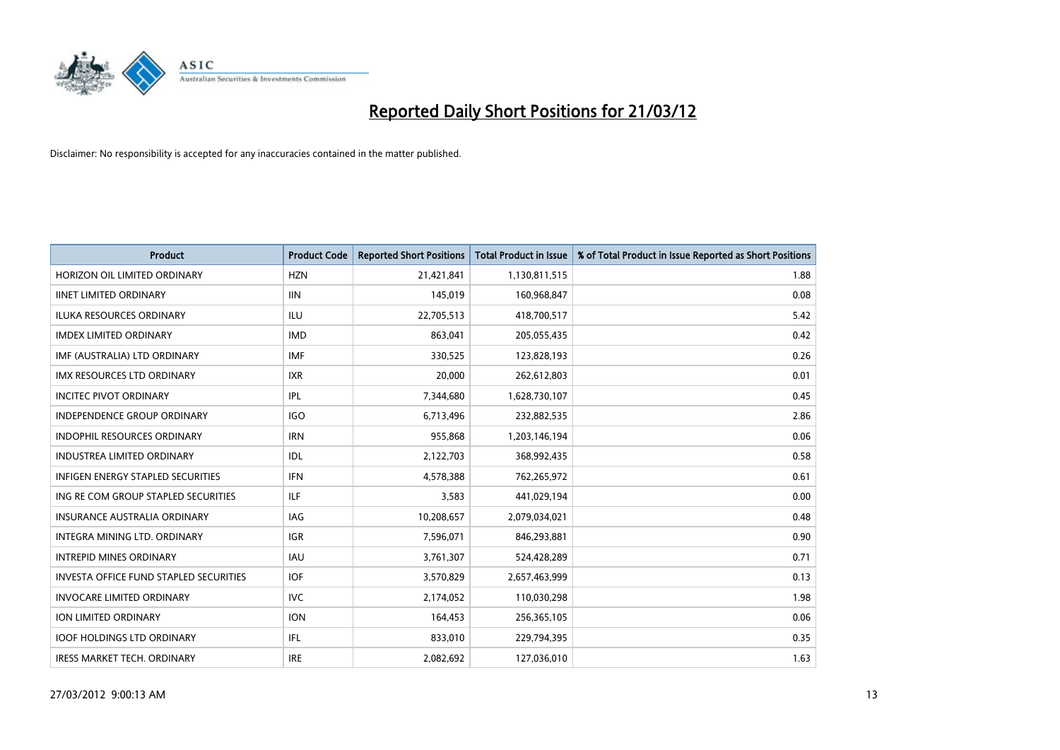# Reported Daily Short Positions for 21/03/12

Disclaimer: No responsibility is accepted for any inaccuracies contained in the matter published.

| Product | Product Code | Reported Short Positions | Total Product in Issue | % of Total Product in Issue Reported as Short Positions |
|---|---|---|---|---|
| HORIZON OIL LIMITED ORDINARY | HZN | 21,421,841 | 1,130,811,515 | 1.88 |
| IINET LIMITED ORDINARY | IIN | 145,019 | 160,968,847 | 0.08 |
| ILUKA RESOURCES ORDINARY | ILU | 22,705,513 | 418,700,517 | 5.42 |
| IMDEX LIMITED ORDINARY | IMD | 863,041 | 205,055,435 | 0.42 |
| IMF (AUSTRALIA) LTD ORDINARY | IMF | 330,525 | 123,828,193 | 0.26 |
| IMX RESOURCES LTD ORDINARY | IXR | 20,000 | 262,612,803 | 0.01 |
| INCITEC PIVOT ORDINARY | IPL | 7,344,680 | 1,628,730,107 | 0.45 |
| INDEPENDENCE GROUP ORDINARY | IGO | 6,713,496 | 232,882,535 | 2.86 |
| INDOPHIL RESOURCES ORDINARY | IRN | 955,868 | 1,203,146,194 | 0.06 |
| INDUSTREA LIMITED ORDINARY | IDL | 2,122,703 | 368,992,435 | 0.58 |
| INFIGEN ENERGY STAPLED SECURITIES | IFN | 4,578,388 | 762,265,972 | 0.61 |
| ING RE COM GROUP STAPLED SECURITIES | ILF | 3,583 | 441,029,194 | 0.00 |
| INSURANCE AUSTRALIA ORDINARY | IAG | 10,208,657 | 2,079,034,021 | 0.48 |
| INTEGRA MINING LTD. ORDINARY | IGR | 7,596,071 | 846,293,881 | 0.90 |
| INTREPID MINES ORDINARY | IAU | 3,761,307 | 524,428,289 | 0.71 |
| INVESTA OFFICE FUND STAPLED SECURITIES | IOF | 3,570,829 | 2,657,463,999 | 0.13 |
| INVOCARE LIMITED ORDINARY | IVC | 2,174,052 | 110,030,298 | 1.98 |
| ION LIMITED ORDINARY | ION | 164,453 | 256,365,105 | 0.06 |
| IOOF HOLDINGS LTD ORDINARY | IFL | 833,010 | 229,794,395 | 0.35 |
| IRESS MARKET TECH. ORDINARY | IRE | 2,082,692 | 127,036,010 | 1.63 |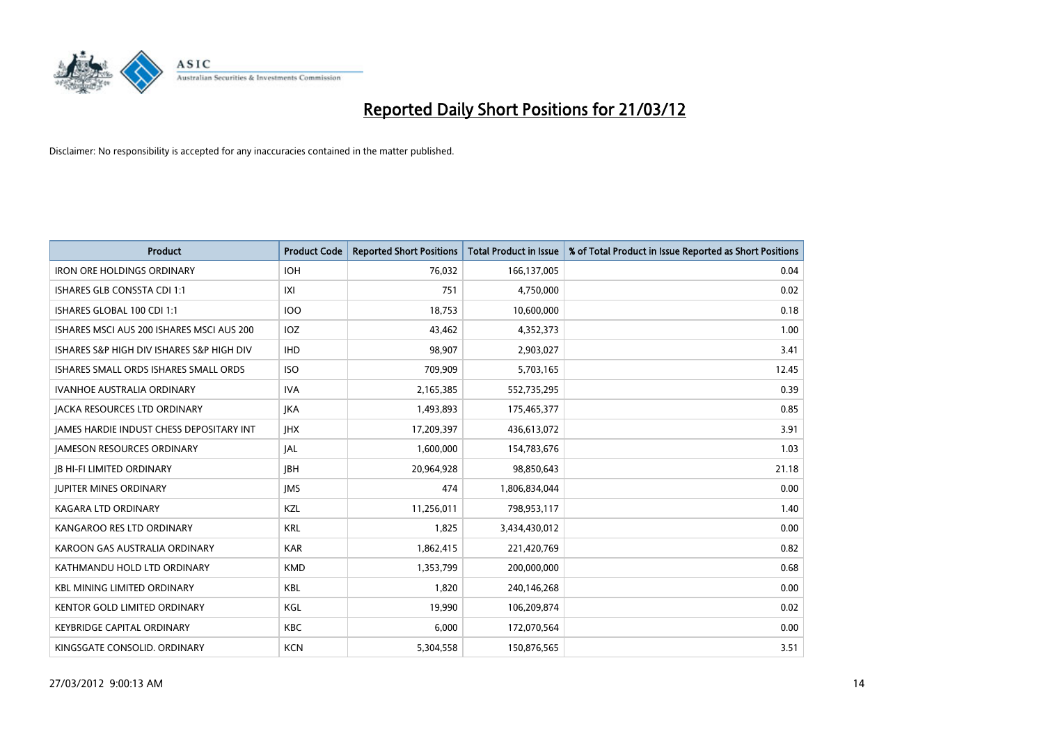# Reported Daily Short Positions for 21/03/12

Disclaimer: No responsibility is accepted for any inaccuracies contained in the matter published.

| Product | Product Code | Reported Short Positions | Total Product in Issue | % of Total Product in Issue Reported as Short Positions |
|---|---|---|---|---|
| IRON ORE HOLDINGS ORDINARY | IOH | 76,032 | 166,137,005 | 0.04 |
| ISHARES GLB CONSSTA CDI 1:1 | IXI | 751 | 4,750,000 | 0.02 |
| ISHARES GLOBAL 100 CDI 1:1 | IOO | 18,753 | 10,600,000 | 0.18 |
| ISHARES MSCI AUS 200 ISHARES MSCI AUS 200 | IOZ | 43,462 | 4,352,373 | 1.00 |
| ISHARES S&P HIGH DIV ISHARES S&P HIGH DIV | IHD | 98,907 | 2,903,027 | 3.41 |
| ISHARES SMALL ORDS ISHARES SMALL ORDS | ISO | 709,909 | 5,703,165 | 12.45 |
| IVANHOE AUSTRALIA ORDINARY | IVA | 2,165,385 | 552,735,295 | 0.39 |
| JACKA RESOURCES LTD ORDINARY | JKA | 1,493,893 | 175,465,377 | 0.85 |
| JAMES HARDIE INDUST CHESS DEPOSITARY INT | JHX | 17,209,397 | 436,613,072 | 3.91 |
| JAMESON RESOURCES ORDINARY | JAL | 1,600,000 | 154,783,676 | 1.03 |
| JB HI-FI LIMITED ORDINARY | JBH | 20,964,928 | 98,850,643 | 21.18 |
| JUPITER MINES ORDINARY | JMS | 474 | 1,806,834,044 | 0.00 |
| KAGARA LTD ORDINARY | KZL | 11,256,011 | 798,953,117 | 1.40 |
| KANGAROO RES LTD ORDINARY | KRL | 1,825 | 3,434,430,012 | 0.00 |
| KAROON GAS AUSTRALIA ORDINARY | KAR | 1,862,415 | 221,420,769 | 0.82 |
| KATHMANDU HOLD LTD ORDINARY | KMD | 1,353,799 | 200,000,000 | 0.68 |
| KBL MINING LIMITED ORDINARY | KBL | 1,820 | 240,146,268 | 0.00 |
| KENTOR GOLD LIMITED ORDINARY | KGL | 19,990 | 106,209,874 | 0.02 |
| KEYBRIDGE CAPITAL ORDINARY | KBC | 6,000 | 172,070,564 | 0.00 |
| KINGSGATE CONSOLID. ORDINARY | KCN | 5,304,558 | 150,876,565 | 3.51 |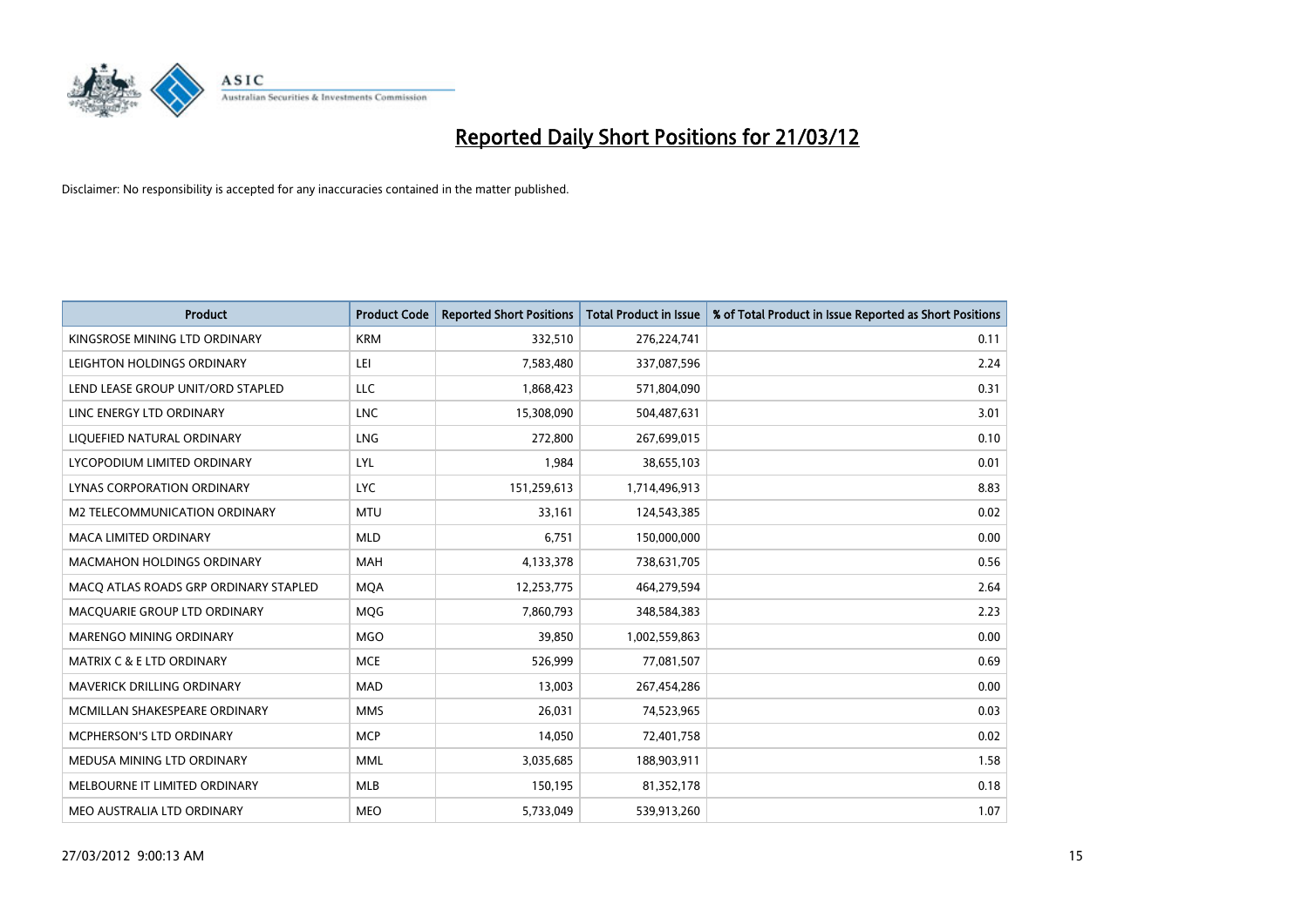# Reported Daily Short Positions for 21/03/12

Disclaimer: No responsibility is accepted for any inaccuracies contained in the matter published.

| Product | Product Code | Reported Short Positions | Total Product in Issue | % of Total Product in Issue Reported as Short Positions |
|---|---|---|---|---|
| KINGSROSE MINING LTD ORDINARY | KRM | 332,510 | 276,224,741 | 0.11 |
| LEIGHTON HOLDINGS ORDINARY | LEI | 7,583,480 | 337,087,596 | 2.24 |
| LEND LEASE GROUP UNIT/ORD STAPLED | LLC | 1,868,423 | 571,804,090 | 0.31 |
| LINC ENERGY LTD ORDINARY | LNC | 15,308,090 | 504,487,631 | 3.01 |
| LIQUEFIED NATURAL ORDINARY | LNG | 272,800 | 267,699,015 | 0.10 |
| LYCOPODIUM LIMITED ORDINARY | LYL | 1,984 | 38,655,103 | 0.01 |
| LYNAS CORPORATION ORDINARY | LYC | 151,259,613 | 1,714,496,913 | 8.83 |
| M2 TELECOMMUNICATION ORDINARY | MTU | 33,161 | 124,543,385 | 0.02 |
| MACA LIMITED ORDINARY | MLD | 6,751 | 150,000,000 | 0.00 |
| MACMAHON HOLDINGS ORDINARY | MAH | 4,133,378 | 738,631,705 | 0.56 |
| MACQ ATLAS ROADS GRP ORDINARY STAPLED | MQA | 12,253,775 | 464,279,594 | 2.64 |
| MACQUARIE GROUP LTD ORDINARY | MQG | 7,860,793 | 348,584,383 | 2.23 |
| MARENGO MINING ORDINARY | MGO | 39,850 | 1,002,559,863 | 0.00 |
| MATRIX C & E LTD ORDINARY | MCE | 526,999 | 77,081,507 | 0.69 |
| MAVERICK DRILLING ORDINARY | MAD | 13,003 | 267,454,286 | 0.00 |
| MCMILLAN SHAKESPEARE ORDINARY | MMS | 26,031 | 74,523,965 | 0.03 |
| MCPHERSON'S LTD ORDINARY | MCP | 14,050 | 72,401,758 | 0.02 |
| MEDUSA MINING LTD ORDINARY | MML | 3,035,685 | 188,903,911 | 1.58 |
| MELBOURNE IT LIMITED ORDINARY | MLB | 150,195 | 81,352,178 | 0.18 |
| MEO AUSTRALIA LTD ORDINARY | MEO | 5,733,049 | 539,913,260 | 1.07 |

27/03/2012 9:00:13 AM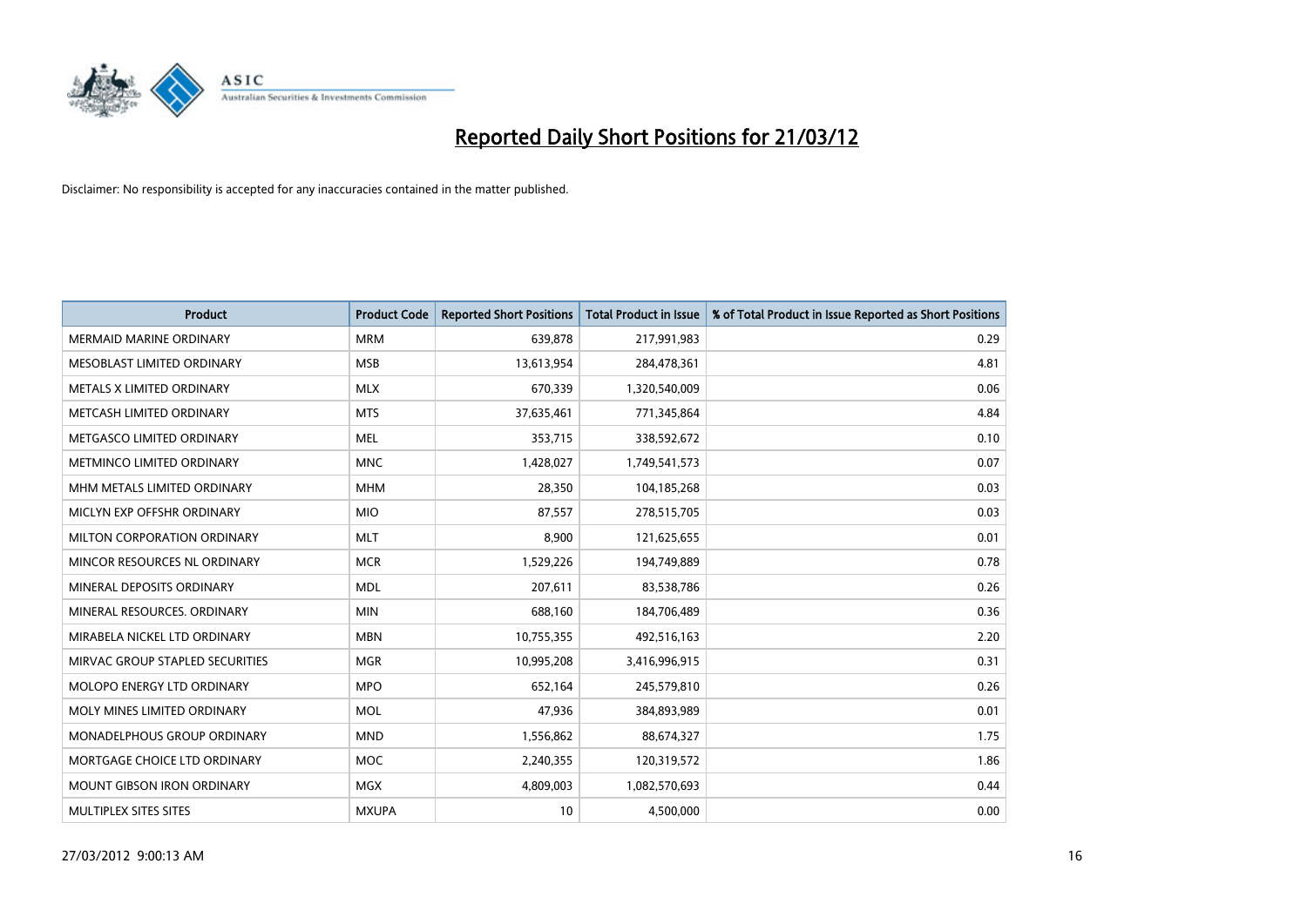# Reported Daily Short Positions for 21/03/12

Disclaimer: No responsibility is accepted for any inaccuracies contained in the matter published.

| Product | Product Code | Reported Short Positions | Total Product in Issue | % of Total Product in Issue Reported as Short Positions |
|---|---|---|---|---|
| MERMAID MARINE ORDINARY | MRM | 639,878 | 217,991,983 | 0.29 |
| MESOBLAST LIMITED ORDINARY | MSB | 13,613,954 | 284,478,361 | 4.81 |
| METALS X LIMITED ORDINARY | MLX | 670,339 | 1,320,540,009 | 0.06 |
| METCASH LIMITED ORDINARY | MTS | 37,635,461 | 771,345,864 | 4.84 |
| METGASCO LIMITED ORDINARY | MEL | 353,715 | 338,592,672 | 0.10 |
| METMINCO LIMITED ORDINARY | MNC | 1,428,027 | 1,749,541,573 | 0.07 |
| MHM METALS LIMITED ORDINARY | MHM | 28,350 | 104,185,268 | 0.03 |
| MICLYN EXP OFFSHR ORDINARY | MIO | 87,557 | 278,515,705 | 0.03 |
| MILTON CORPORATION ORDINARY | MLT | 8,900 | 121,625,655 | 0.01 |
| MINCOR RESOURCES NL ORDINARY | MCR | 1,529,226 | 194,749,889 | 0.78 |
| MINERAL DEPOSITS ORDINARY | MDL | 207,611 | 83,538,786 | 0.26 |
| MINERAL RESOURCES. ORDINARY | MIN | 688,160 | 184,706,489 | 0.36 |
| MIRABELA NICKEL LTD ORDINARY | MBN | 10,755,355 | 492,516,163 | 2.20 |
| MIRVAC GROUP STAPLED SECURITIES | MGR | 10,995,208 | 3,416,996,915 | 0.31 |
| MOLOPO ENERGY LTD ORDINARY | MPO | 652,164 | 245,579,810 | 0.26 |
| MOLY MINES LIMITED ORDINARY | MOL | 47,936 | 384,893,989 | 0.01 |
| MONADELPHOUS GROUP ORDINARY | MND | 1,556,862 | 88,674,327 | 1.75 |
| MORTGAGE CHOICE LTD ORDINARY | MOC | 2,240,355 | 120,319,572 | 1.86 |
| MOUNT GIBSON IRON ORDINARY | MGX | 4,809,003 | 1,082,570,693 | 0.44 |
| MULTIPLEX SITES SITES | MXUPA | 10 | 4,500,000 | 0.00 |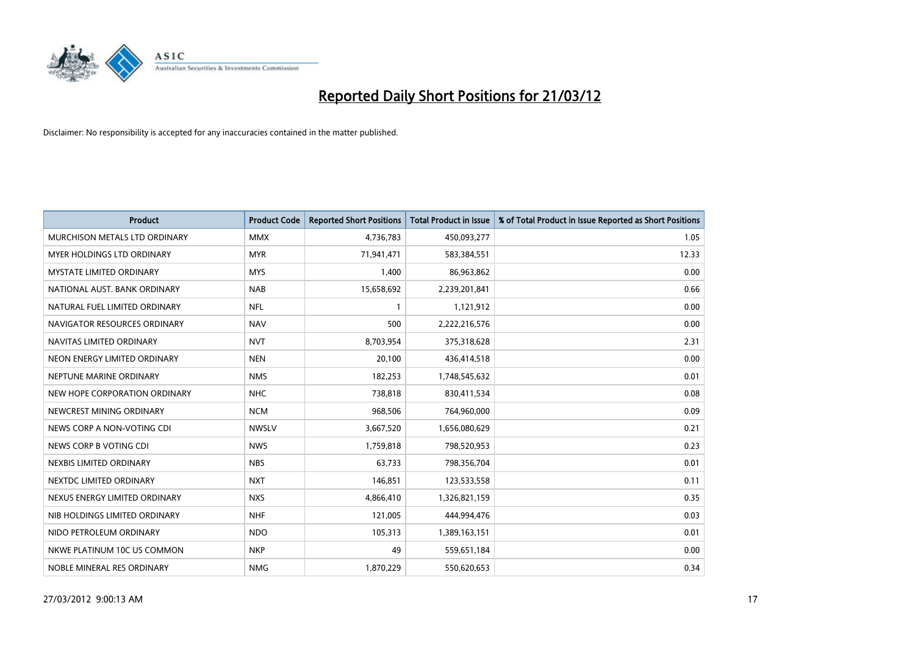# Reported Daily Short Positions for 21/03/12

Disclaimer: No responsibility is accepted for any inaccuracies contained in the matter published.

| Product | Product Code | Reported Short Positions | Total Product in Issue | % of Total Product in Issue Reported as Short Positions |
|---|---|---|---|---|
| MURCHISON METALS LTD ORDINARY | MMX | 4,736,783 | 450,093,277 | 1.05 |
| MYER HOLDINGS LTD ORDINARY | MYR | 71,941,471 | 583,384,551 | 12.33 |
| MYSTATE LIMITED ORDINARY | MYS | 1,400 | 86,963,862 | 0.00 |
| NATIONAL AUST. BANK ORDINARY | NAB | 15,658,692 | 2,239,201,841 | 0.66 |
| NATURAL FUEL LIMITED ORDINARY | NFL | 1 | 1,121,912 | 0.00 |
| NAVIGATOR RESOURCES ORDINARY | NAV | 500 | 2,222,216,576 | 0.00 |
| NAVITAS LIMITED ORDINARY | NVT | 8,703,954 | 375,318,628 | 2.31 |
| NEON ENERGY LIMITED ORDINARY | NEN | 20,100 | 436,414,518 | 0.00 |
| NEPTUNE MARINE ORDINARY | NMS | 182,253 | 1,748,545,632 | 0.01 |
| NEW HOPE CORPORATION ORDINARY | NHC | 738,818 | 830,411,534 | 0.08 |
| NEWCREST MINING ORDINARY | NCM | 968,506 | 764,960,000 | 0.09 |
| NEWS CORP A NON-VOTING CDI | NWSLV | 3,667,520 | 1,656,080,629 | 0.21 |
| NEWS CORP B VOTING CDI | NWS | 1,759,818 | 798,520,953 | 0.23 |
| NEXBIS LIMITED ORDINARY | NBS | 63,733 | 798,356,704 | 0.01 |
| NEXTDC LIMITED ORDINARY | NXT | 146,851 | 123,533,558 | 0.11 |
| NEXUS ENERGY LIMITED ORDINARY | NXS | 4,866,410 | 1,326,821,159 | 0.35 |
| NIB HOLDINGS LIMITED ORDINARY | NHF | 121,005 | 444,994,476 | 0.03 |
| NIDO PETROLEUM ORDINARY | NDO | 105,313 | 1,389,163,151 | 0.01 |
| NKWE PLATINUM 10C US COMMON | NKP | 49 | 559,651,184 | 0.00 |
| NOBLE MINERAL RES ORDINARY | NMG | 1,870,229 | 550,620,653 | 0.34 |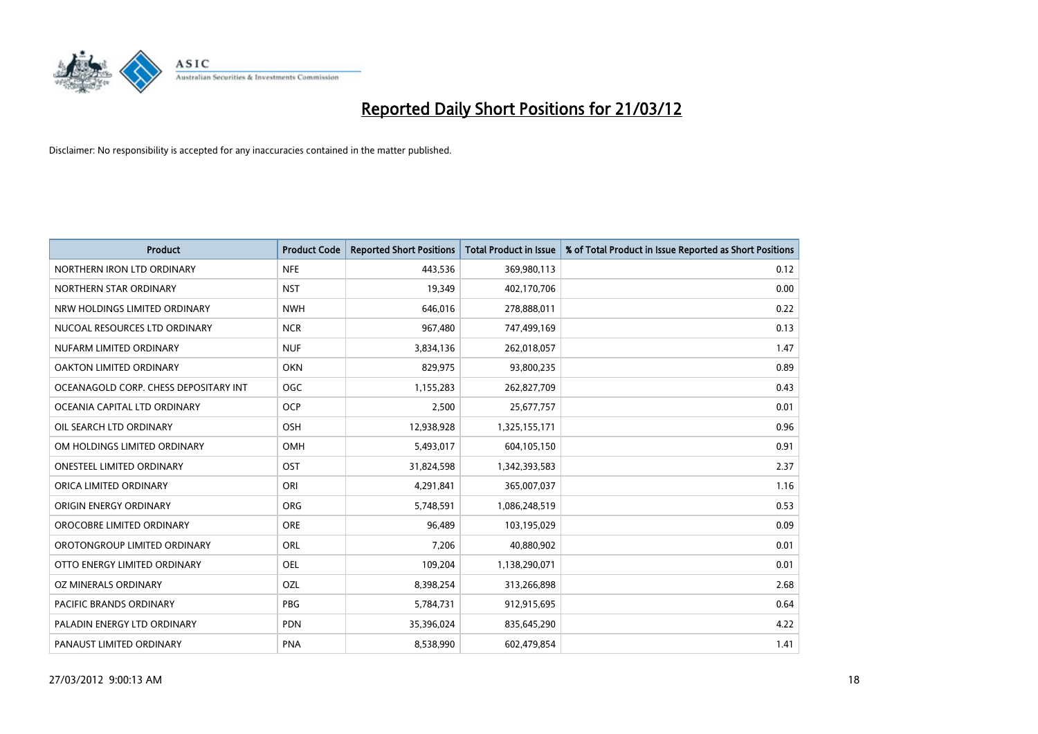# Reported Daily Short Positions for 21/03/12

Disclaimer: No responsibility is accepted for any inaccuracies contained in the matter published.

| Product | Product Code | Reported Short Positions | Total Product in Issue | % of Total Product in Issue Reported as Short Positions |
|---|---|---|---|---|
| NORTHERN IRON LTD ORDINARY | NFE | 443,536 | 369,980,113 | 0.12 |
| NORTHERN STAR ORDINARY | NST | 19,349 | 402,170,706 | 0.00 |
| NRW HOLDINGS LIMITED ORDINARY | NWH | 646,016 | 278,888,011 | 0.22 |
| NUCOAL RESOURCES LTD ORDINARY | NCR | 967,480 | 747,499,169 | 0.13 |
| NUFARM LIMITED ORDINARY | NUF | 3,834,136 | 262,018,057 | 1.47 |
| OAKTON LIMITED ORDINARY | OKN | 829,975 | 93,800,235 | 0.89 |
| OCEANAGOLD CORP. CHESS DEPOSITARY INT | OGC | 1,155,283 | 262,827,709 | 0.43 |
| OCEANIA CAPITAL LTD ORDINARY | OCP | 2,500 | 25,677,757 | 0.01 |
| OIL SEARCH LTD ORDINARY | OSH | 12,938,928 | 1,325,155,171 | 0.96 |
| OM HOLDINGS LIMITED ORDINARY | OMH | 5,493,017 | 604,105,150 | 0.91 |
| ONESTEEL LIMITED ORDINARY | OST | 31,824,598 | 1,342,393,583 | 2.37 |
| ORICA LIMITED ORDINARY | ORI | 4,291,841 | 365,007,037 | 1.16 |
| ORIGIN ENERGY ORDINARY | ORG | 5,748,591 | 1,086,248,519 | 0.53 |
| OROCOBRE LIMITED ORDINARY | ORE | 96,489 | 103,195,029 | 0.09 |
| OROTONGROUP LIMITED ORDINARY | ORL | 7,206 | 40,880,902 | 0.01 |
| OTTO ENERGY LIMITED ORDINARY | OEL | 109,204 | 1,138,290,071 | 0.01 |
| OZ MINERALS ORDINARY | OZL | 8,398,254 | 313,266,898 | 2.68 |
| PACIFIC BRANDS ORDINARY | PBG | 5,784,731 | 912,915,695 | 0.64 |
| PALADIN ENERGY LTD ORDINARY | PDN | 35,396,024 | 835,645,290 | 4.22 |
| PANAUST LIMITED ORDINARY | PNA | 8,538,990 | 602,479,854 | 1.41 |

27/03/2012 9:00:13 AM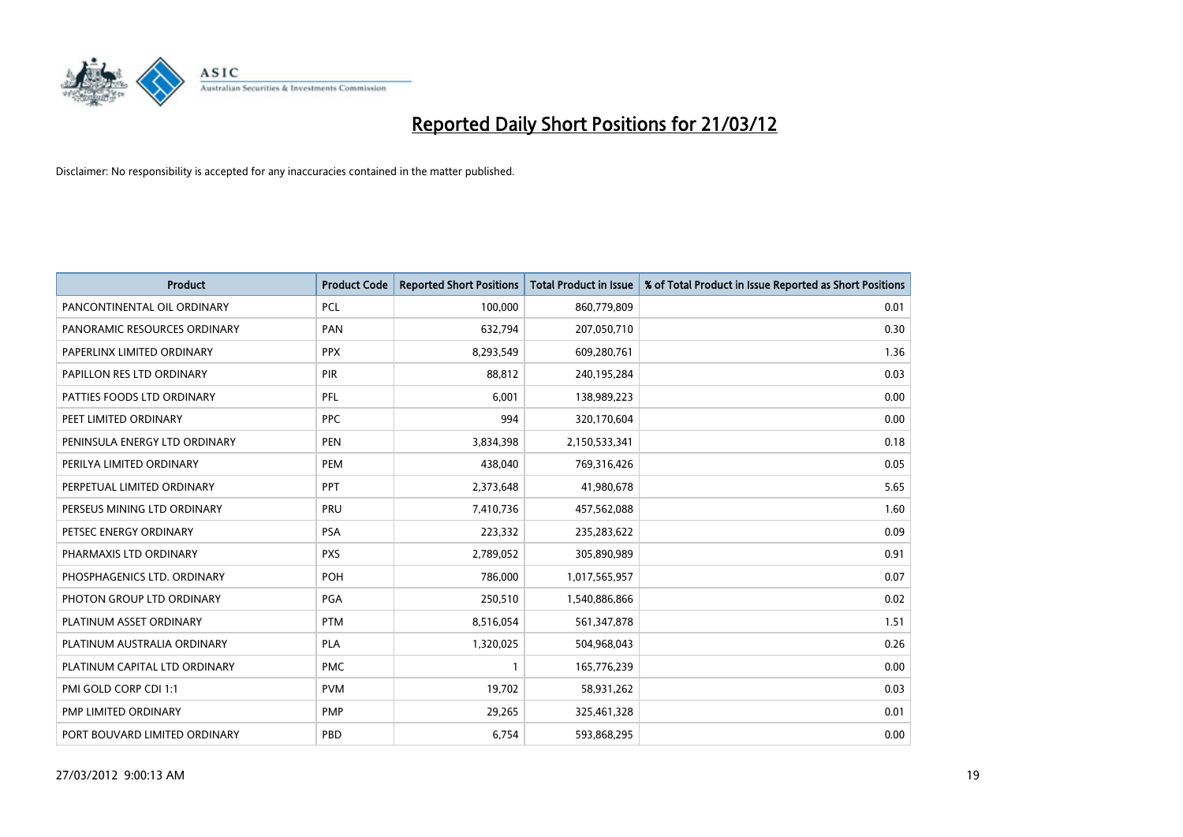# Reported Daily Short Positions for 21/03/12

Disclaimer: No responsibility is accepted for any inaccuracies contained in the matter published.

| Product | Product Code | Reported Short Positions | Total Product in Issue | % of Total Product in Issue Reported as Short Positions |
|---|---|---|---|---|
| PANCONTINENTAL OIL ORDINARY | PCL | 100,000 | 860,779,809 | 0.01 |
| PANORAMIC RESOURCES ORDINARY | PAN | 632,794 | 207,050,710 | 0.30 |
| PAPERLINX LIMITED ORDINARY | PPX | 8,293,549 | 609,280,761 | 1.36 |
| PAPILLON RES LTD ORDINARY | PIR | 88,812 | 240,195,284 | 0.03 |
| PATTIES FOODS LTD ORDINARY | PFL | 6,001 | 138,989,223 | 0.00 |
| PEET LIMITED ORDINARY | PPC | 994 | 320,170,604 | 0.00 |
| PENINSULA ENERGY LTD ORDINARY | PEN | 3,834,398 | 2,150,533,341 | 0.18 |
| PERILYA LIMITED ORDINARY | PEM | 438,040 | 769,316,426 | 0.05 |
| PERPETUAL LIMITED ORDINARY | PPT | 2,373,648 | 41,980,678 | 5.65 |
| PERSEUS MINING LTD ORDINARY | PRU | 7,410,736 | 457,562,088 | 1.60 |
| PETSEC ENERGY ORDINARY | PSA | 223,332 | 235,283,622 | 0.09 |
| PHARMAXIS LTD ORDINARY | PXS | 2,789,052 | 305,890,989 | 0.91 |
| PHOSPHAGENICS LTD. ORDINARY | POH | 786,000 | 1,017,565,957 | 0.07 |
| PHOTON GROUP LTD ORDINARY | PGA | 250,510 | 1,540,886,866 | 0.02 |
| PLATINUM ASSET ORDINARY | PTM | 8,516,054 | 561,347,878 | 1.51 |
| PLATINUM AUSTRALIA ORDINARY | PLA | 1,320,025 | 504,968,043 | 0.26 |
| PLATINUM CAPITAL LTD ORDINARY | PMC | 1 | 165,776,239 | 0.00 |
| PMI GOLD CORP CDI 1:1 | PVM | 19,702 | 58,931,262 | 0.03 |
| PMP LIMITED ORDINARY | PMP | 29,265 | 325,461,328 | 0.01 |
| PORT BOUVARD LIMITED ORDINARY | PBD | 6,754 | 593,868,295 | 0.00 |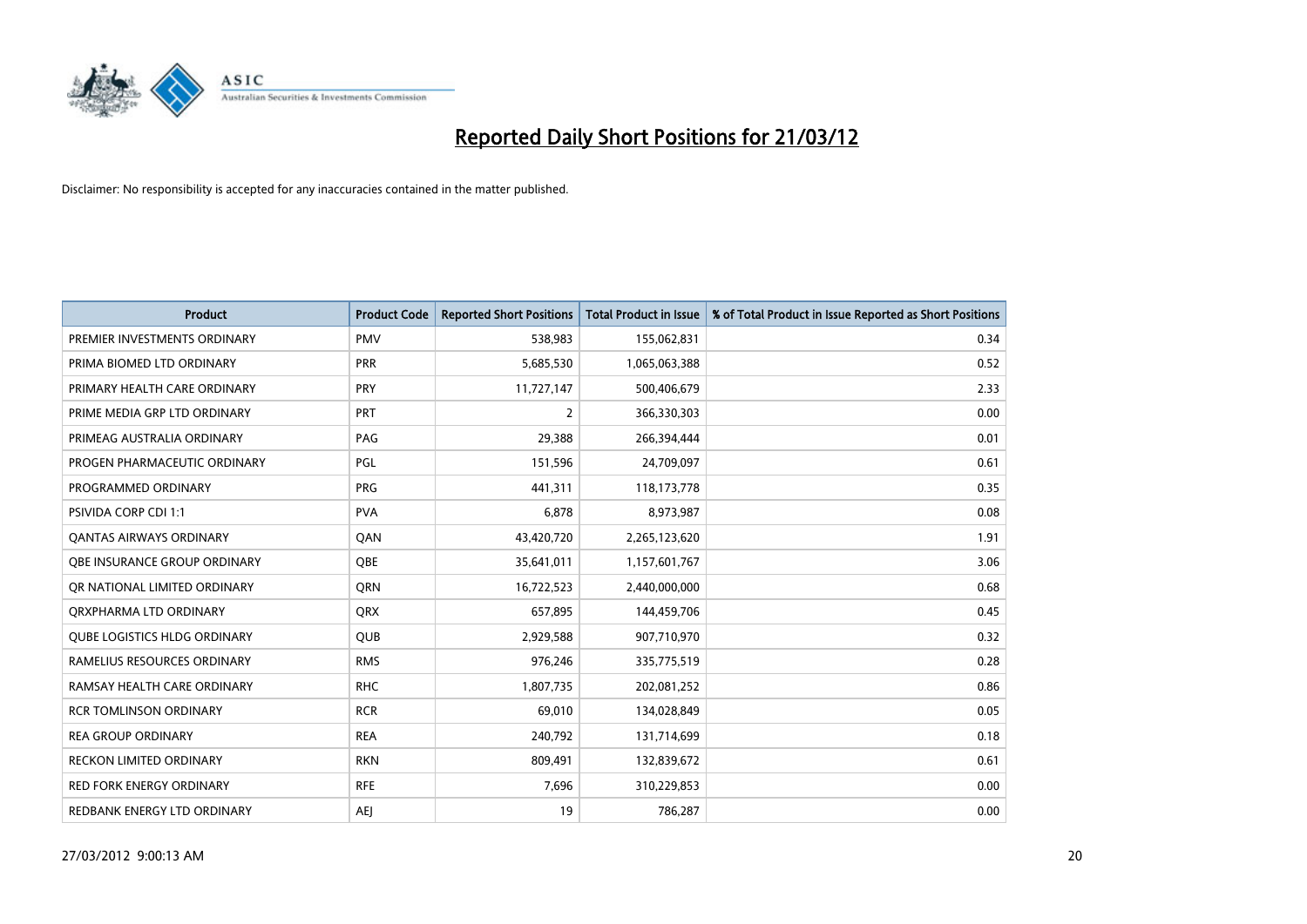# Reported Daily Short Positions for 21/03/12

Disclaimer: No responsibility is accepted for any inaccuracies contained in the matter published.

| Product | Product Code | Reported Short Positions | Total Product in Issue | % of Total Product in Issue Reported as Short Positions |
|---|---|---|---|---|
| PREMIER INVESTMENTS ORDINARY | PMV | 538,983 | 155,062,831 | 0.34 |
| PRIMA BIOMED LTD ORDINARY | PRR | 5,685,530 | 1,065,063,388 | 0.52 |
| PRIMARY HEALTH CARE ORDINARY | PRY | 11,727,147 | 500,406,679 | 2.33 |
| PRIME MEDIA GRP LTD ORDINARY | PRT | 2 | 366,330,303 | 0.00 |
| PRIMEAG AUSTRALIA ORDINARY | PAG | 29,388 | 266,394,444 | 0.01 |
| PROGEN PHARMACEUTIC ORDINARY | PGL | 151,596 | 24,709,097 | 0.61 |
| PROGRAMMED ORDINARY | PRG | 441,311 | 118,173,778 | 0.35 |
| PSIVIDA CORP CDI 1:1 | PVA | 6,878 | 8,973,987 | 0.08 |
| QANTAS AIRWAYS ORDINARY | QAN | 43,420,720 | 2,265,123,620 | 1.91 |
| QBE INSURANCE GROUP ORDINARY | QBE | 35,641,011 | 1,157,601,767 | 3.06 |
| QR NATIONAL LIMITED ORDINARY | QRN | 16,722,523 | 2,440,000,000 | 0.68 |
| QRXPHARMA LTD ORDINARY | QRX | 657,895 | 144,459,706 | 0.45 |
| QUBE LOGISTICS HLDG ORDINARY | QUB | 2,929,588 | 907,710,970 | 0.32 |
| RAMELIUS RESOURCES ORDINARY | RMS | 976,246 | 335,775,519 | 0.28 |
| RAMSAY HEALTH CARE ORDINARY | RHC | 1,807,735 | 202,081,252 | 0.86 |
| RCR TOMLINSON ORDINARY | RCR | 69,010 | 134,028,849 | 0.05 |
| REA GROUP ORDINARY | REA | 240,792 | 131,714,699 | 0.18 |
| RECKON LIMITED ORDINARY | RKN | 809,491 | 132,839,672 | 0.61 |
| RED FORK ENERGY ORDINARY | RFE | 7,696 | 310,229,853 | 0.00 |
| REDBANK ENERGY LTD ORDINARY | AEJ | 19 | 786,287 | 0.00 |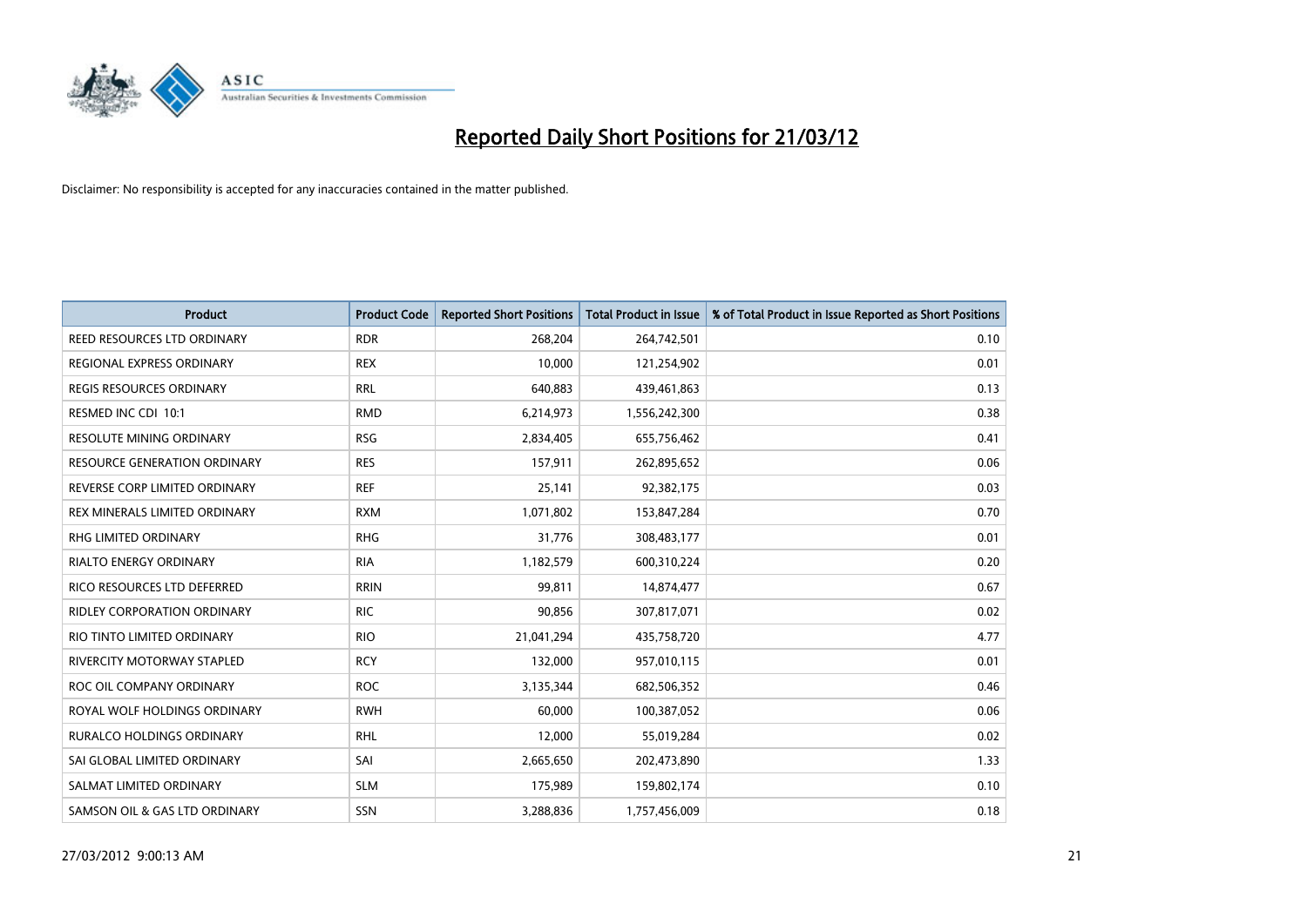# Reported Daily Short Positions for 21/03/12

Disclaimer: No responsibility is accepted for any inaccuracies contained in the matter published.

| Product | Product Code | Reported Short Positions | Total Product in Issue | % of Total Product in Issue Reported as Short Positions |
|---|---|---|---|---|
| REED RESOURCES LTD ORDINARY | RDR | 268,204 | 264,742,501 | 0.10 |
| REGIONAL EXPRESS ORDINARY | REX | 10,000 | 121,254,902 | 0.01 |
| REGIS RESOURCES ORDINARY | RRL | 640,883 | 439,461,863 | 0.13 |
| RESMED INC CDI 10:1 | RMD | 6,214,973 | 1,556,242,300 | 0.38 |
| RESOLUTE MINING ORDINARY | RSG | 2,834,405 | 655,756,462 | 0.41 |
| RESOURCE GENERATION ORDINARY | RES | 157,911 | 262,895,652 | 0.06 |
| REVERSE CORP LIMITED ORDINARY | REF | 25,141 | 92,382,175 | 0.03 |
| REX MINERALS LIMITED ORDINARY | RXM | 1,071,802 | 153,847,284 | 0.70 |
| RHG LIMITED ORDINARY | RHG | 31,776 | 308,483,177 | 0.01 |
| RIALTO ENERGY ORDINARY | RIA | 1,182,579 | 600,310,224 | 0.20 |
| RICO RESOURCES LTD DEFERRED | RRIN | 99,811 | 14,874,477 | 0.67 |
| RIDLEY CORPORATION ORDINARY | RIC | 90,856 | 307,817,071 | 0.02 |
| RIO TINTO LIMITED ORDINARY | RIO | 21,041,294 | 435,758,720 | 4.77 |
| RIVERCITY MOTORWAY STAPLED | RCY | 132,000 | 957,010,115 | 0.01 |
| ROC OIL COMPANY ORDINARY | ROC | 3,135,344 | 682,506,352 | 0.46 |
| ROYAL WOLF HOLDINGS ORDINARY | RWH | 60,000 | 100,387,052 | 0.06 |
| RURALCO HOLDINGS ORDINARY | RHL | 12,000 | 55,019,284 | 0.02 |
| SAI GLOBAL LIMITED ORDINARY | SAI | 2,665,650 | 202,473,890 | 1.33 |
| SALMAT LIMITED ORDINARY | SLM | 175,989 | 159,802,174 | 0.10 |
| SAMSON OIL & GAS LTD ORDINARY | SSN | 3,288,836 | 1,757,456,009 | 0.18 |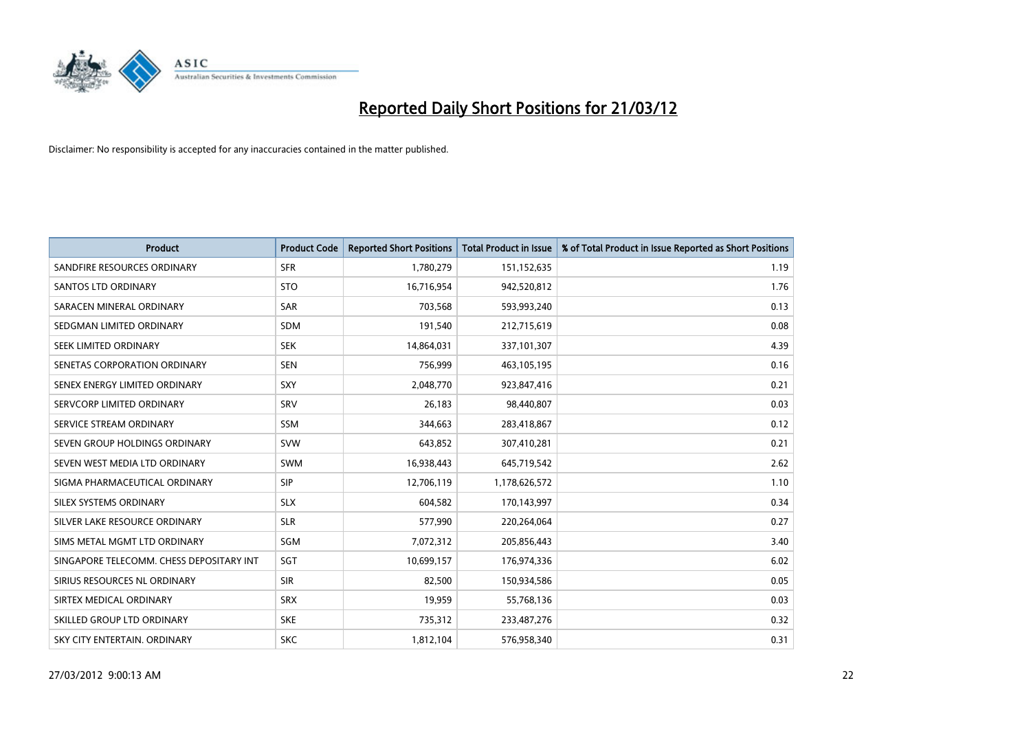# Reported Daily Short Positions for 21/03/12

Disclaimer: No responsibility is accepted for any inaccuracies contained in the matter published.

| Product | Product Code | Reported Short Positions | Total Product in Issue | % of Total Product in Issue Reported as Short Positions |
|---|---|---|---|---|
| SANDFIRE RESOURCES ORDINARY | SFR | 1,780,279 | 151,152,635 | 1.19 |
| SANTOS LTD ORDINARY | STO | 16,716,954 | 942,520,812 | 1.76 |
| SARACEN MINERAL ORDINARY | SAR | 703,568 | 593,993,240 | 0.13 |
| SEDGMAN LIMITED ORDINARY | SDM | 191,540 | 212,715,619 | 0.08 |
| SEEK LIMITED ORDINARY | SEK | 14,864,031 | 337,101,307 | 4.39 |
| SENETAS CORPORATION ORDINARY | SEN | 756,999 | 463,105,195 | 0.16 |
| SENEX ENERGY LIMITED ORDINARY | SXY | 2,048,770 | 923,847,416 | 0.21 |
| SERVCORP LIMITED ORDINARY | SRV | 26,183 | 98,440,807 | 0.03 |
| SERVICE STREAM ORDINARY | SSM | 344,663 | 283,418,867 | 0.12 |
| SEVEN GROUP HOLDINGS ORDINARY | SVW | 643,852 | 307,410,281 | 0.21 |
| SEVEN WEST MEDIA LTD ORDINARY | SWM | 16,938,443 | 645,719,542 | 2.62 |
| SIGMA PHARMACEUTICAL ORDINARY | SIP | 12,706,119 | 1,178,626,572 | 1.10 |
| SILEX SYSTEMS ORDINARY | SLX | 604,582 | 170,143,997 | 0.34 |
| SILVER LAKE RESOURCE ORDINARY | SLR | 577,990 | 220,264,064 | 0.27 |
| SIMS METAL MGMT LTD ORDINARY | SGM | 7,072,312 | 205,856,443 | 3.40 |
| SINGAPORE TELECOMM. CHESS DEPOSITARY INT | SGT | 10,699,157 | 176,974,336 | 6.02 |
| SIRIUS RESOURCES NL ORDINARY | SIR | 82,500 | 150,934,586 | 0.05 |
| SIRTEX MEDICAL ORDINARY | SRX | 19,959 | 55,768,136 | 0.03 |
| SKILLED GROUP LTD ORDINARY | SKE | 735,312 | 233,487,276 | 0.32 |
| SKY CITY ENTERTAIN. ORDINARY | SKC | 1,812,104 | 576,958,340 | 0.31 |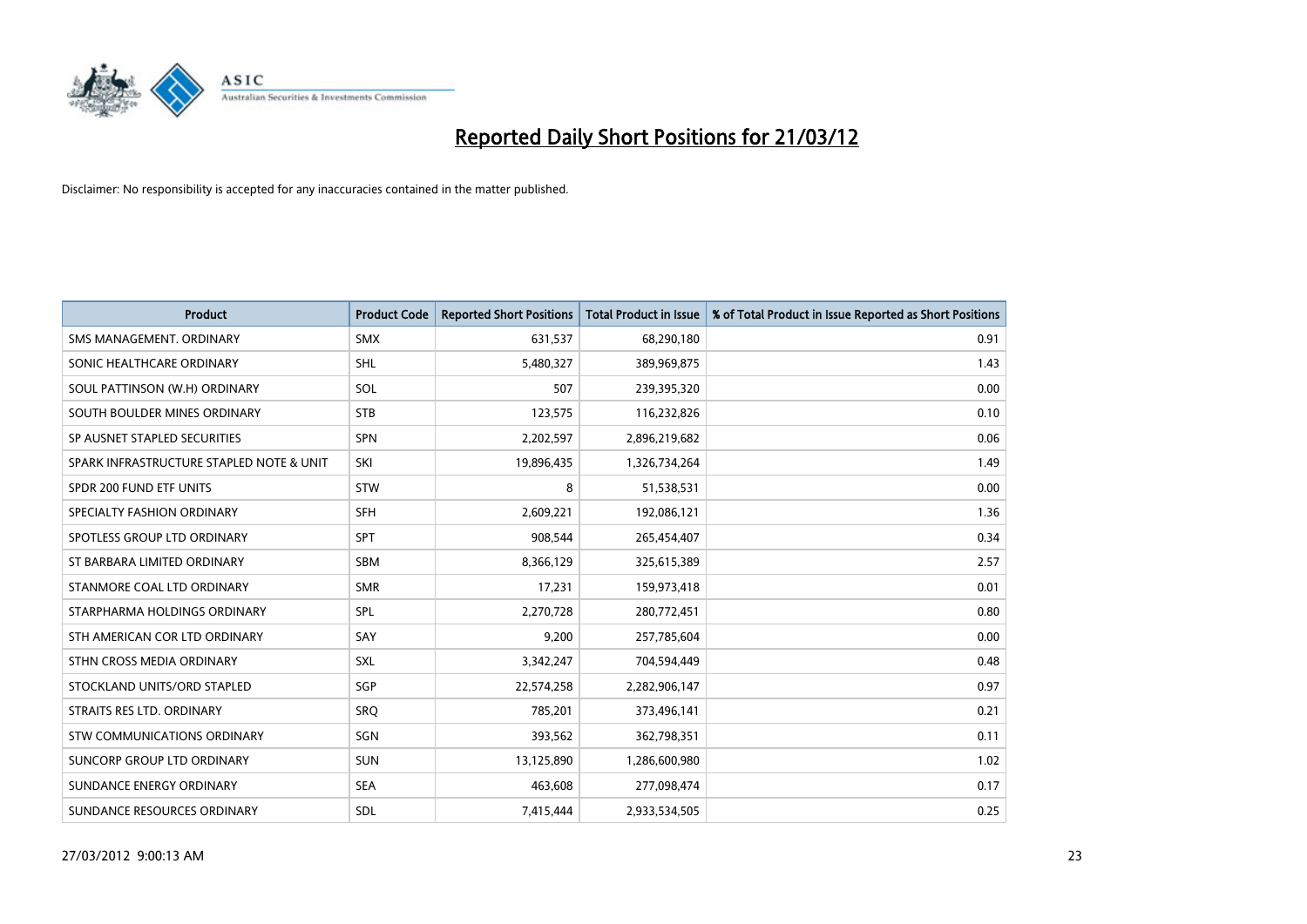# Reported Daily Short Positions for 21/03/12

Disclaimer: No responsibility is accepted for any inaccuracies contained in the matter published.

| Product | Product Code | Reported Short Positions | Total Product in Issue | % of Total Product in Issue Reported as Short Positions |
|---|---|---|---|---|
| SMS MANAGEMENT. ORDINARY | SMX | 631,537 | 68,290,180 | 0.91 |
| SONIC HEALTHCARE ORDINARY | SHL | 5,480,327 | 389,969,875 | 1.43 |
| SOUL PATTINSON (W.H) ORDINARY | SOL | 507 | 239,395,320 | 0.00 |
| SOUTH BOULDER MINES ORDINARY | STB | 123,575 | 116,232,826 | 0.10 |
| SP AUSNET STAPLED SECURITIES | SPN | 2,202,597 | 2,896,219,682 | 0.06 |
| SPARK INFRASTRUCTURE STAPLED NOTE & UNIT | SKI | 19,896,435 | 1,326,734,264 | 1.49 |
| SPDR 200 FUND ETF UNITS | STW | 8 | 51,538,531 | 0.00 |
| SPECIALTY FASHION ORDINARY | SFH | 2,609,221 | 192,086,121 | 1.36 |
| SPOTLESS GROUP LTD ORDINARY | SPT | 908,544 | 265,454,407 | 0.34 |
| ST BARBARA LIMITED ORDINARY | SBM | 8,366,129 | 325,615,389 | 2.57 |
| STANMORE COAL LTD ORDINARY | SMR | 17,231 | 159,973,418 | 0.01 |
| STARPHARMA HOLDINGS ORDINARY | SPL | 2,270,728 | 280,772,451 | 0.80 |
| STH AMERICAN COR LTD ORDINARY | SAY | 9,200 | 257,785,604 | 0.00 |
| STHN CROSS MEDIA ORDINARY | SXL | 3,342,247 | 704,594,449 | 0.48 |
| STOCKLAND UNITS/ORD STAPLED | SGP | 22,574,258 | 2,282,906,147 | 0.97 |
| STRAITS RES LTD. ORDINARY | SRQ | 785,201 | 373,496,141 | 0.21 |
| STW COMMUNICATIONS ORDINARY | SGN | 393,562 | 362,798,351 | 0.11 |
| SUNCORP GROUP LTD ORDINARY | SUN | 13,125,890 | 1,286,600,980 | 1.02 |
| SUNDANCE ENERGY ORDINARY | SEA | 463,608 | 277,098,474 | 0.17 |
| SUNDANCE RESOURCES ORDINARY | SDL | 7,415,444 | 2,933,534,505 | 0.25 |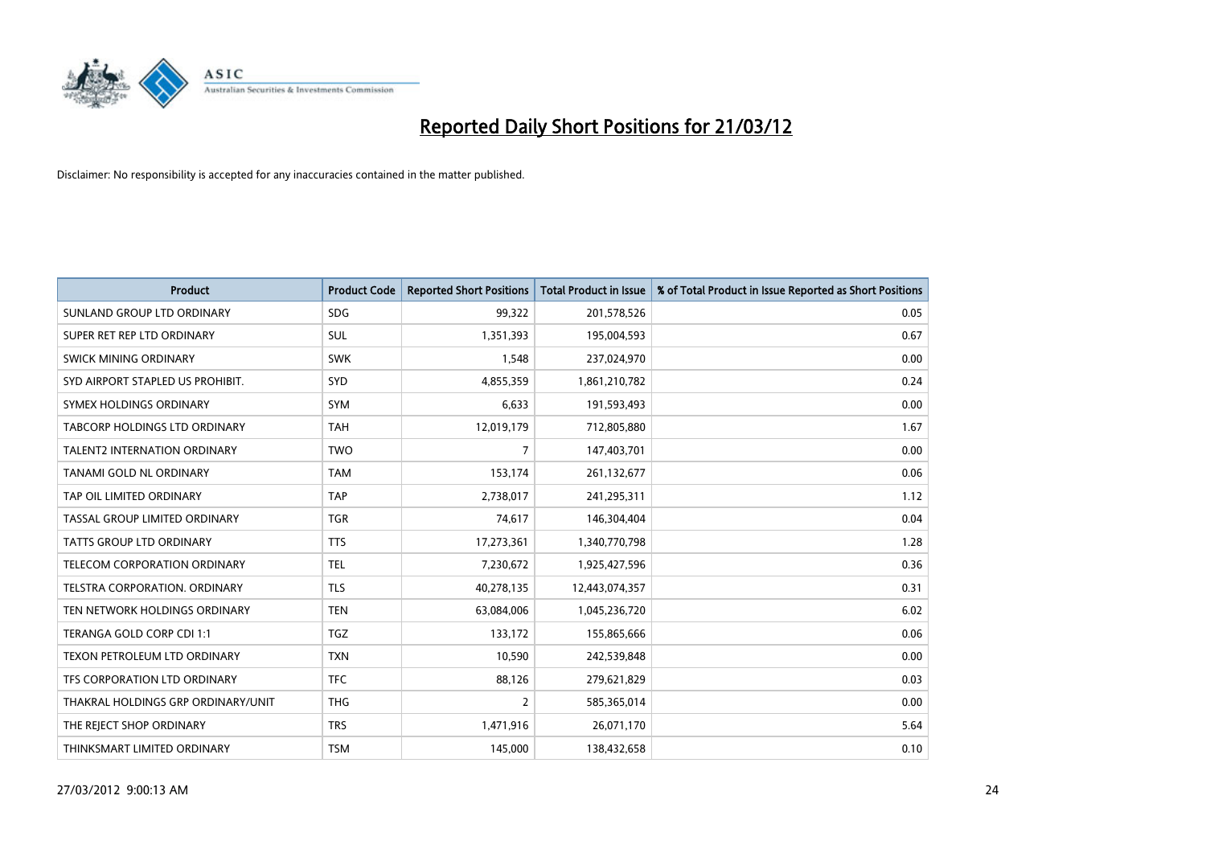# Reported Daily Short Positions for 21/03/12

Disclaimer: No responsibility is accepted for any inaccuracies contained in the matter published.

| Product | Product Code | Reported Short Positions | Total Product in Issue | % of Total Product in Issue Reported as Short Positions |
|---|---|---|---|---|
| SUNLAND GROUP LTD ORDINARY | SDG | 99,322 | 201,578,526 | 0.05 |
| SUPER RET REP LTD ORDINARY | SUL | 1,351,393 | 195,004,593 | 0.67 |
| SWICK MINING ORDINARY | SWK | 1,548 | 237,024,970 | 0.00 |
| SYD AIRPORT STAPLED US PROHIBIT. | SYD | 4,855,359 | 1,861,210,782 | 0.24 |
| SYMEX HOLDINGS ORDINARY | SYM | 6,633 | 191,593,493 | 0.00 |
| TABCORP HOLDINGS LTD ORDINARY | TAH | 12,019,179 | 712,805,880 | 1.67 |
| TALENT2 INTERNATION ORDINARY | TWO | 7 | 147,403,701 | 0.00 |
| TANAMI GOLD NL ORDINARY | TAM | 153,174 | 261,132,677 | 0.06 |
| TAP OIL LIMITED ORDINARY | TAP | 2,738,017 | 241,295,311 | 1.12 |
| TASSAL GROUP LIMITED ORDINARY | TGR | 74,617 | 146,304,404 | 0.04 |
| TATTS GROUP LTD ORDINARY | TTS | 17,273,361 | 1,340,770,798 | 1.28 |
| TELECOM CORPORATION ORDINARY | TEL | 7,230,672 | 1,925,427,596 | 0.36 |
| TELSTRA CORPORATION. ORDINARY | TLS | 40,278,135 | 12,443,074,357 | 0.31 |
| TEN NETWORK HOLDINGS ORDINARY | TEN | 63,084,006 | 1,045,236,720 | 6.02 |
| TERANGA GOLD CORP CDI 1:1 | TGZ | 133,172 | 155,865,666 | 0.06 |
| TEXON PETROLEUM LTD ORDINARY | TXN | 10,590 | 242,539,848 | 0.00 |
| TFS CORPORATION LTD ORDINARY | TFC | 88,126 | 279,621,829 | 0.03 |
| THAKRAL HOLDINGS GRP ORDINARY/UNIT | THG | 2 | 585,365,014 | 0.00 |
| THE REJECT SHOP ORDINARY | TRS | 1,471,916 | 26,071,170 | 5.64 |
| THINKSMART LIMITED ORDINARY | TSM | 145,000 | 138,432,658 | 0.10 |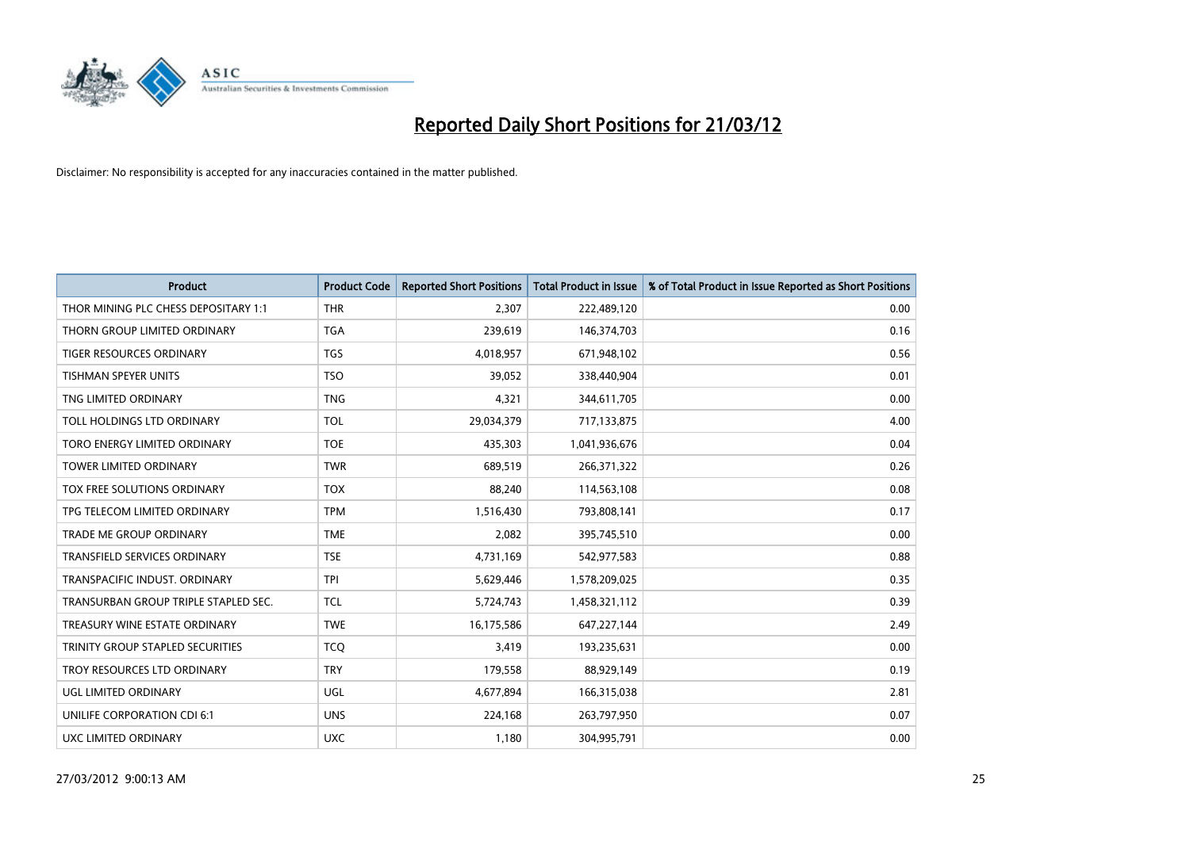# Reported Daily Short Positions for 21/03/12

Disclaimer: No responsibility is accepted for any inaccuracies contained in the matter published.

| Product | Product Code | Reported Short Positions | Total Product in Issue | % of Total Product in Issue Reported as Short Positions |
|---|---|---|---|---|
| THOR MINING PLC CHESS DEPOSITARY 1:1 | THR | 2,307 | 222,489,120 | 0.00 |
| THORN GROUP LIMITED ORDINARY | TGA | 239,619 | 146,374,703 | 0.16 |
| TIGER RESOURCES ORDINARY | TGS | 4,018,957 | 671,948,102 | 0.56 |
| TISHMAN SPEYER UNITS | TSO | 39,052 | 338,440,904 | 0.01 |
| TNG LIMITED ORDINARY | TNG | 4,321 | 344,611,705 | 0.00 |
| TOLL HOLDINGS LTD ORDINARY | TOL | 29,034,379 | 717,133,875 | 4.00 |
| TORO ENERGY LIMITED ORDINARY | TOE | 435,303 | 1,041,936,676 | 0.04 |
| TOWER LIMITED ORDINARY | TWR | 689,519 | 266,371,322 | 0.26 |
| TOX FREE SOLUTIONS ORDINARY | TOX | 88,240 | 114,563,108 | 0.08 |
| TPG TELECOM LIMITED ORDINARY | TPM | 1,516,430 | 793,808,141 | 0.17 |
| TRADE ME GROUP ORDINARY | TME | 2,082 | 395,745,510 | 0.00 |
| TRANSFIELD SERVICES ORDINARY | TSE | 4,731,169 | 542,977,583 | 0.88 |
| TRANSPACIFIC INDUST. ORDINARY | TPI | 5,629,446 | 1,578,209,025 | 0.35 |
| TRANSURBAN GROUP TRIPLE STAPLED SEC. | TCL | 5,724,743 | 1,458,321,112 | 0.39 |
| TREASURY WINE ESTATE ORDINARY | TWE | 16,175,586 | 647,227,144 | 2.49 |
| TRINITY GROUP STAPLED SECURITIES | TCQ | 3,419 | 193,235,631 | 0.00 |
| TROY RESOURCES LTD ORDINARY | TRY | 179,558 | 88,929,149 | 0.19 |
| UGL LIMITED ORDINARY | UGL | 4,677,894 | 166,315,038 | 2.81 |
| UNILIFE CORPORATION CDI 6:1 | UNS | 224,168 | 263,797,950 | 0.07 |
| UXC LIMITED ORDINARY | UXC | 1,180 | 304,995,791 | 0.00 |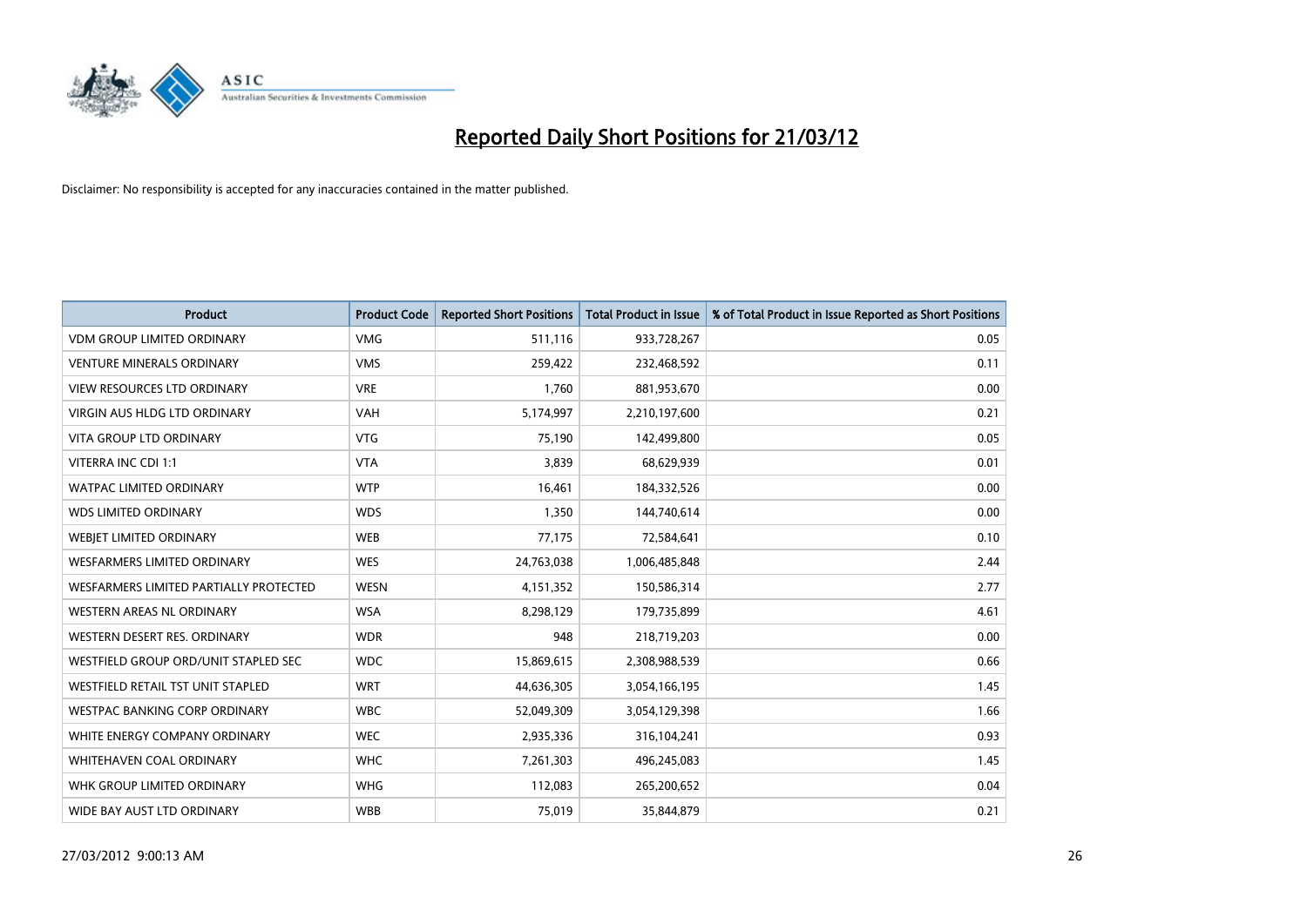# Reported Daily Short Positions for 21/03/12

Disclaimer: No responsibility is accepted for any inaccuracies contained in the matter published.

| Product | Product Code | Reported Short Positions | Total Product in Issue | % of Total Product in Issue Reported as Short Positions |
|---|---|---|---|---|
| VDM GROUP LIMITED ORDINARY | VMG | 511,116 | 933,728,267 | 0.05 |
| VENTURE MINERALS ORDINARY | VMS | 259,422 | 232,468,592 | 0.11 |
| VIEW RESOURCES LTD ORDINARY | VRE | 1,760 | 881,953,670 | 0.00 |
| VIRGIN AUS HLDG LTD ORDINARY | VAH | 5,174,997 | 2,210,197,600 | 0.21 |
| VITA GROUP LTD ORDINARY | VTG | 75,190 | 142,499,800 | 0.05 |
| VITERRA INC CDI 1:1 | VTA | 3,839 | 68,629,939 | 0.01 |
| WATPAC LIMITED ORDINARY | WTP | 16,461 | 184,332,526 | 0.00 |
| WDS LIMITED ORDINARY | WDS | 1,350 | 144,740,614 | 0.00 |
| WEBJET LIMITED ORDINARY | WEB | 77,175 | 72,584,641 | 0.10 |
| WESFARMERS LIMITED ORDINARY | WES | 24,763,038 | 1,006,485,848 | 2.44 |
| WESFARMERS LIMITED PARTIALLY PROTECTED | WESN | 4,151,352 | 150,586,314 | 2.77 |
| WESTERN AREAS NL ORDINARY | WSA | 8,298,129 | 179,735,899 | 4.61 |
| WESTERN DESERT RES. ORDINARY | WDR | 948 | 218,719,203 | 0.00 |
| WESTFIELD GROUP ORD/UNIT STAPLED SEC | WDC | 15,869,615 | 2,308,988,539 | 0.66 |
| WESTFIELD RETAIL TST UNIT STAPLED | WRT | 44,636,305 | 3,054,166,195 | 1.45 |
| WESTPAC BANKING CORP ORDINARY | WBC | 52,049,309 | 3,054,129,398 | 1.66 |
| WHITE ENERGY COMPANY ORDINARY | WEC | 2,935,336 | 316,104,241 | 0.93 |
| WHITEHAVEN COAL ORDINARY | WHC | 7,261,303 | 496,245,083 | 1.45 |
| WHK GROUP LIMITED ORDINARY | WHG | 112,083 | 265,200,652 | 0.04 |
| WIDE BAY AUST LTD ORDINARY | WBB | 75,019 | 35,844,879 | 0.21 |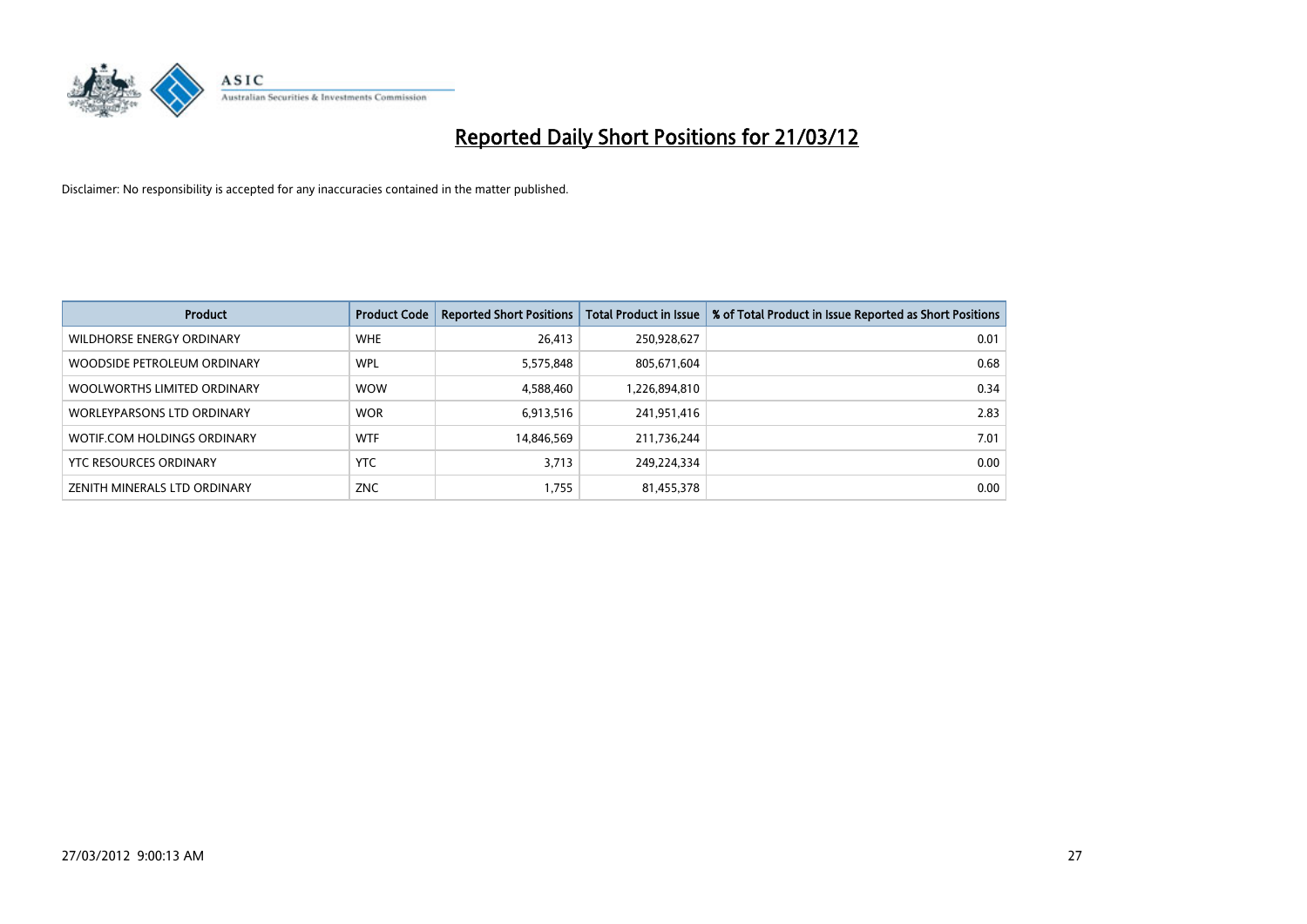# Reported Daily Short Positions for 21/03/12

Disclaimer: No responsibility is accepted for any inaccuracies contained in the matter published.

| Product | Product Code | Reported Short Positions | Total Product in Issue | % of Total Product in Issue Reported as Short Positions |
| --- | --- | --- | --- | --- |
| WILDHORSE ENERGY ORDINARY | WHE | 26,413 | 250,928,627 | 0.01 |
| WOODSIDE PETROLEUM ORDINARY | WPL | 5,575,848 | 805,671,604 | 0.68 |
| WOOLWORTHS LIMITED ORDINARY | WOW | 4,588,460 | 1,226,894,810 | 0.34 |
| WORLEYPARSONS LTD ORDINARY | WOR | 6,913,516 | 241,951,416 | 2.83 |
| WOTIF.COM HOLDINGS ORDINARY | WTF | 14,846,569 | 211,736,244 | 7.01 |
| YTC RESOURCES ORDINARY | YTC | 3,713 | 249,224,334 | 0.00 |
| ZENITH MINERALS LTD ORDINARY | ZNC | 1,755 | 81,455,378 | 0.00 |

27/03/2012 9:00:13 AM